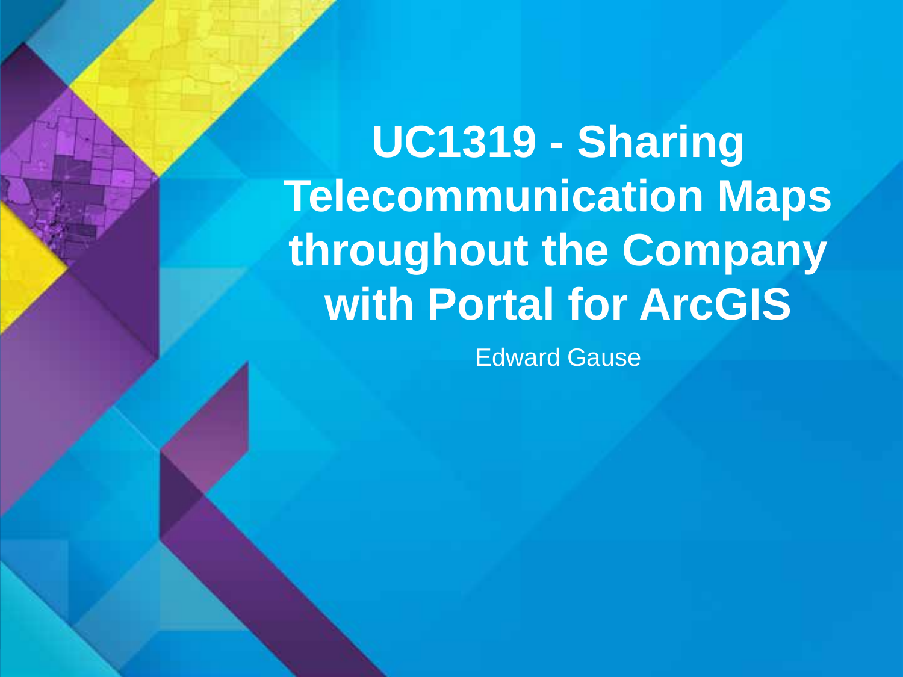# UC1319 - Sharing Telecommunication Maps throughout the Company with Portal for ArcGIS

Edward Gause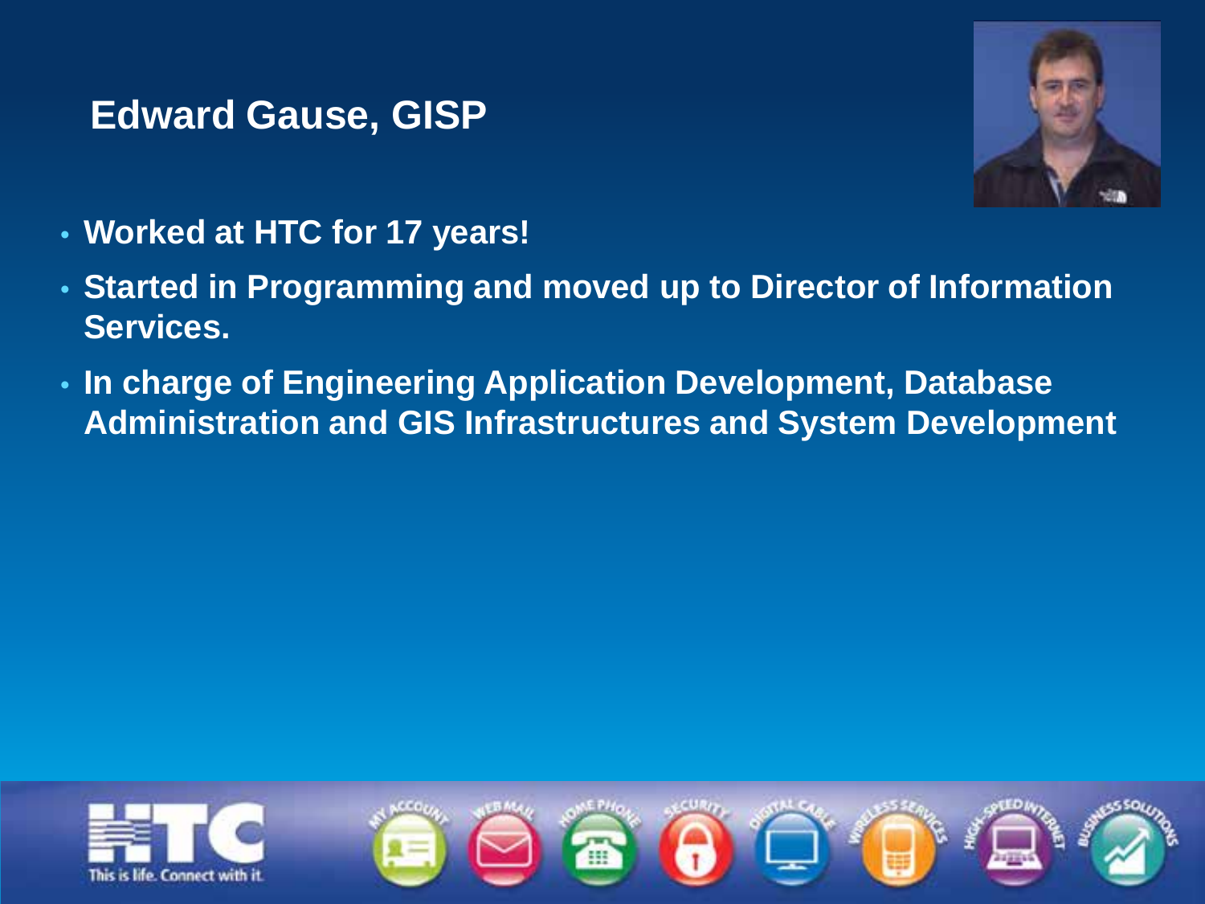## Edward Gause, GISP

- **Worked at HTC for 17 years!**
- **Started in Programming and moved up to Director of Information Services.**
- **In charge of Engineering Application Development, Database Administration and GIS Infrastructures and System Development**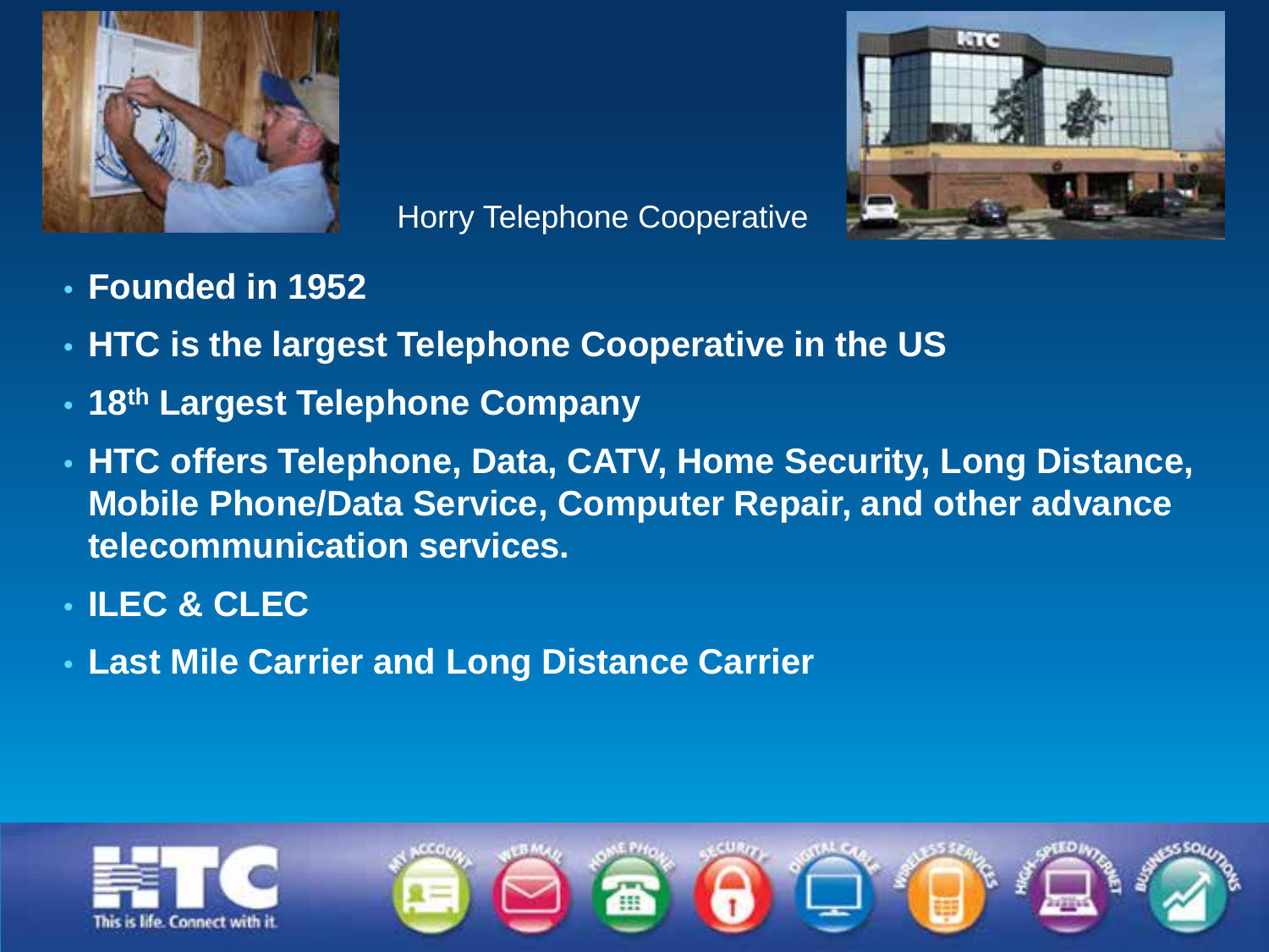## Horry Telephone Cooperative

- **Founded in 1952**
- **HTC is the largest Telephone Cooperative in the US**
- **18th Largest Telephone Company**
- **HTC offers Telephone, Data, CATV, Home Security, Long Distance, Mobile Phone/Data Service, Computer Repair, and other advance telecommunication services.**
- **ILEC & CLEC**
- **Last Mile Carrier and Long Distance Carrier**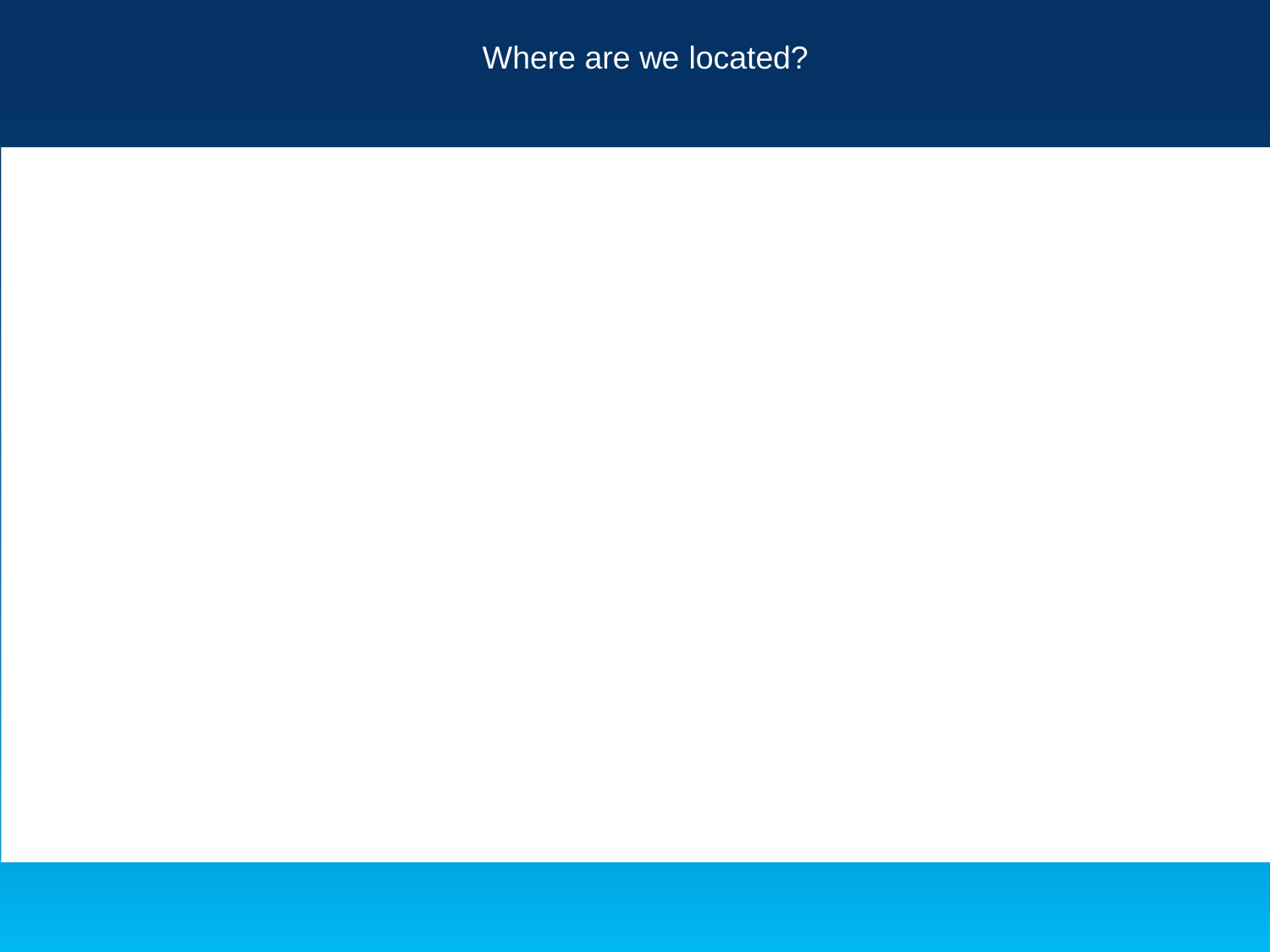# Where are we located?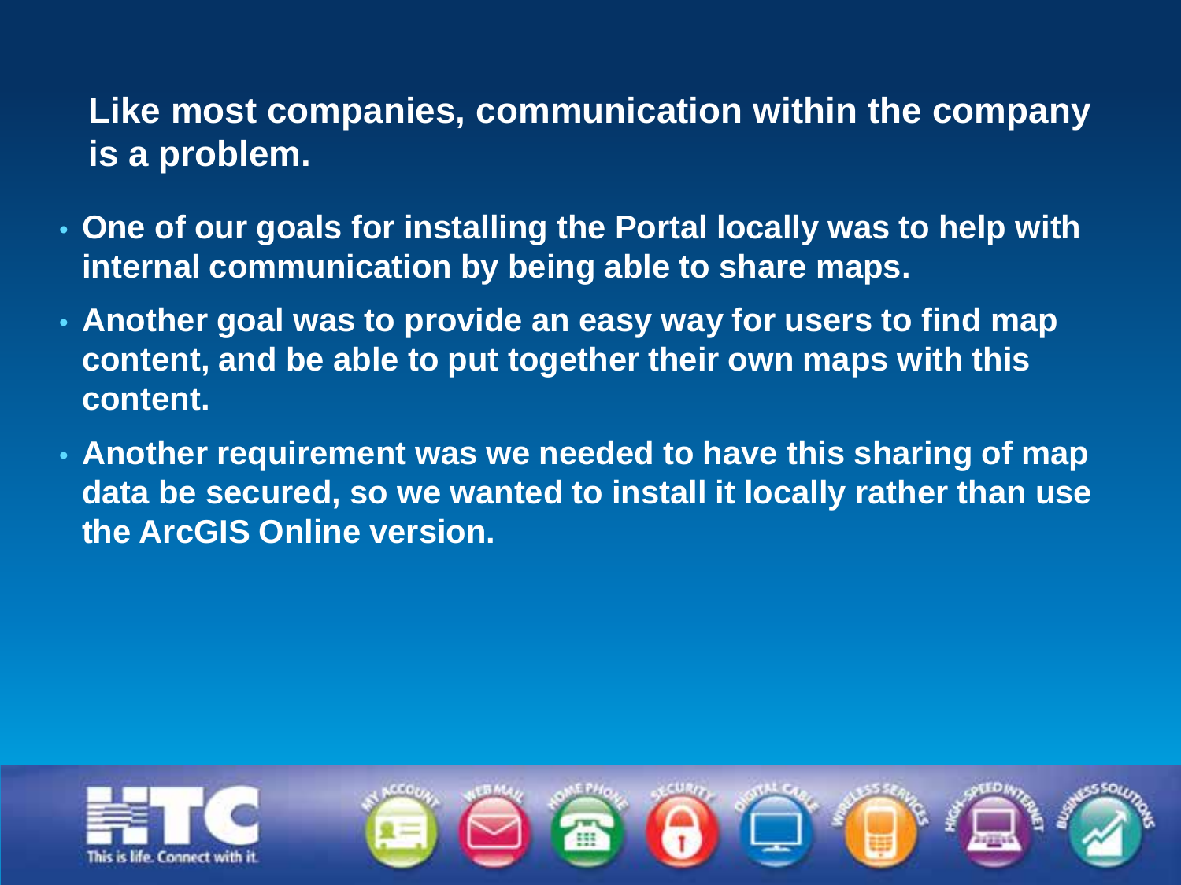## Like most companies, communication within the company is a problem.

- One of our goals for installing the Portal locally was to help with internal communication by being able to share maps.
- Another goal was to provide an easy way for users to find map content, and be able to put together their own maps with this content.
- Another requirement was we needed to have this sharing of map data be secured, so we wanted to install it locally rather than use the ArcGIS Online version.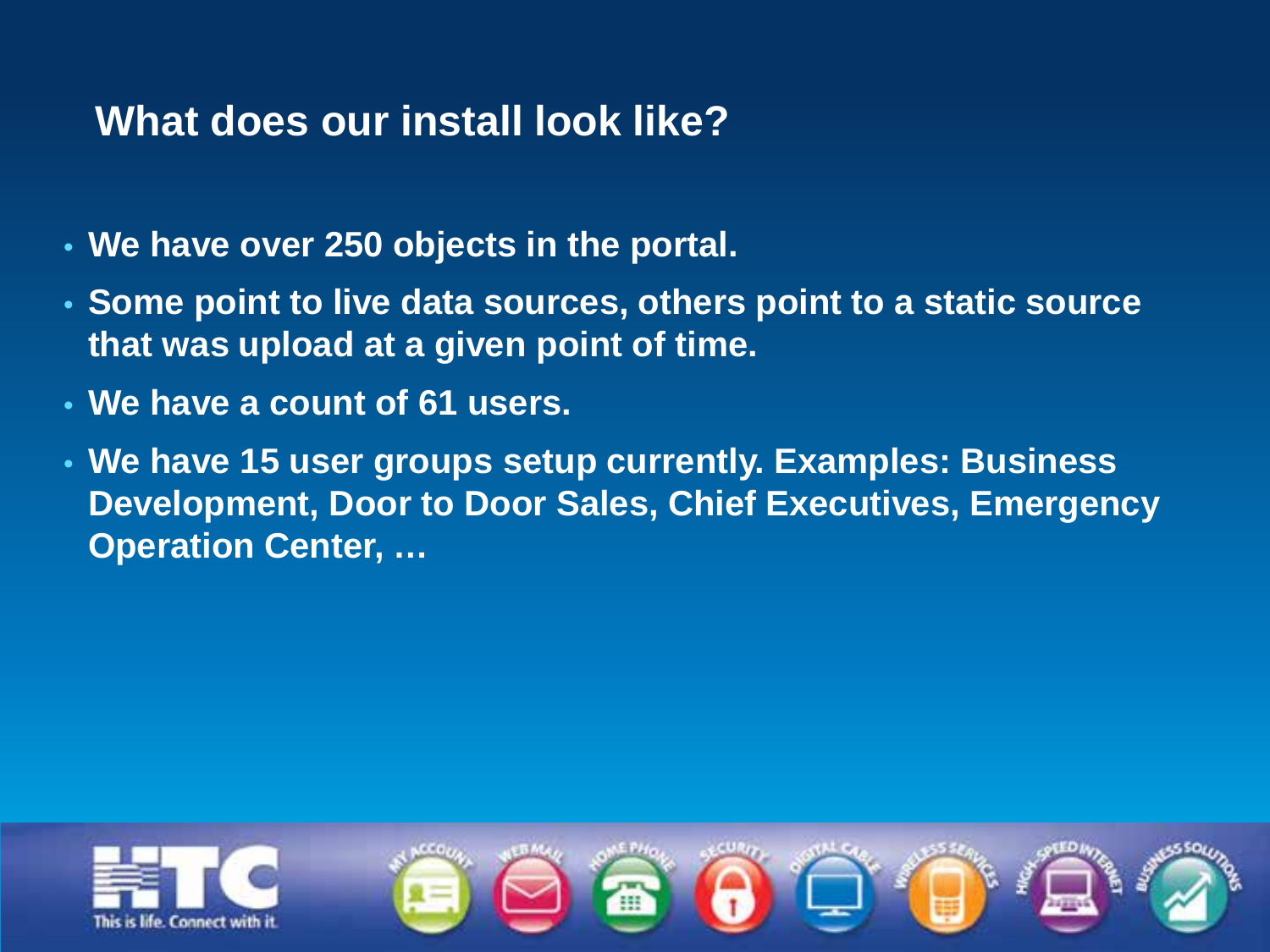## What does our install look like?

- We have over 250 objects in the portal.
- Some point to live data sources, others point to a static source that was upload at a given point of time.
- We have a count of 61 users.
- We have 15 user groups setup currently. Examples: Business Development, Door to Door Sales, Chief Executives, Emergency Operation Center, …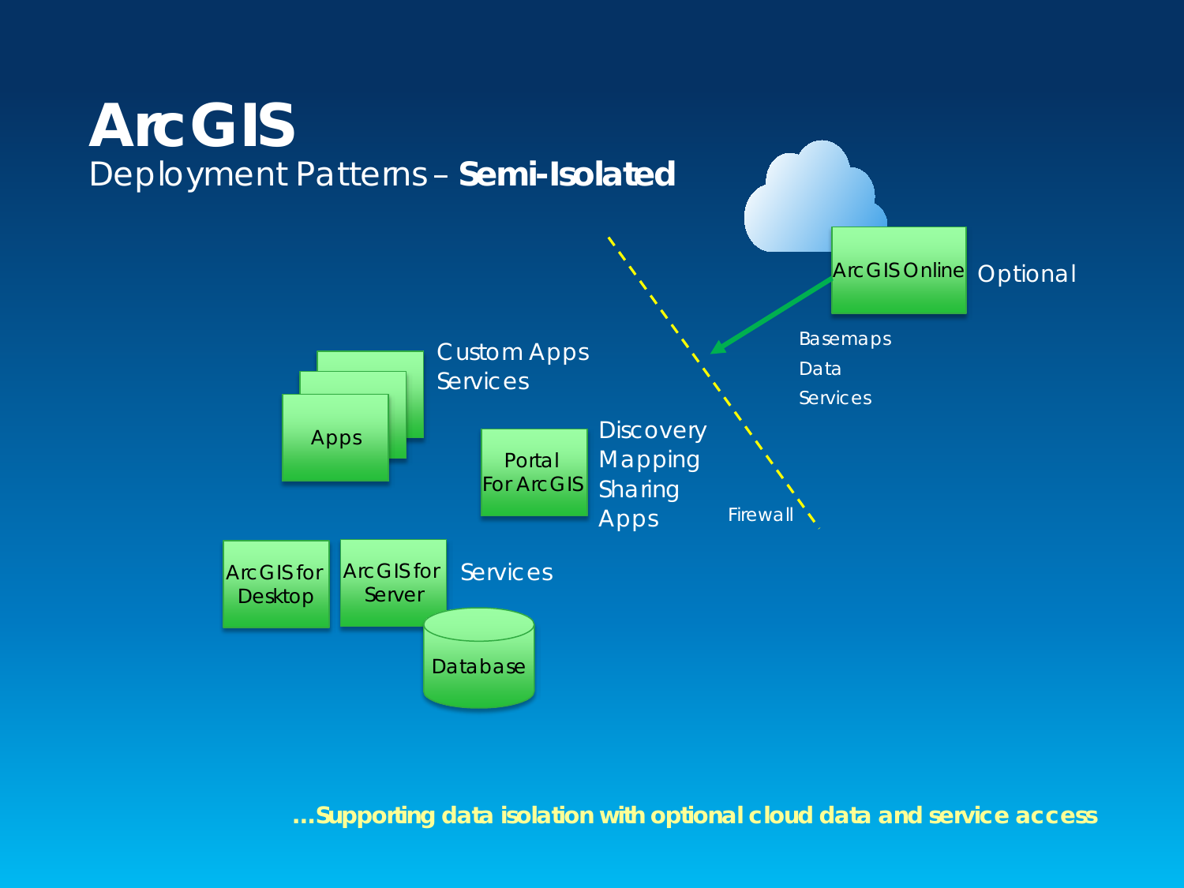# ArcGIS

## Deployment Patterns – **Semi-Isolated**

Apps

Custom Apps
Services

Portal For ArcGIS

Discovery
Mapping
Sharing
Apps

ArcGIS for Desktop

ArcGIS for Server

Services

Database

Firewall

ArcGIS Online

Optional

Basemaps
Data
Services

**…Supporting data isolation with optional cloud data and service access**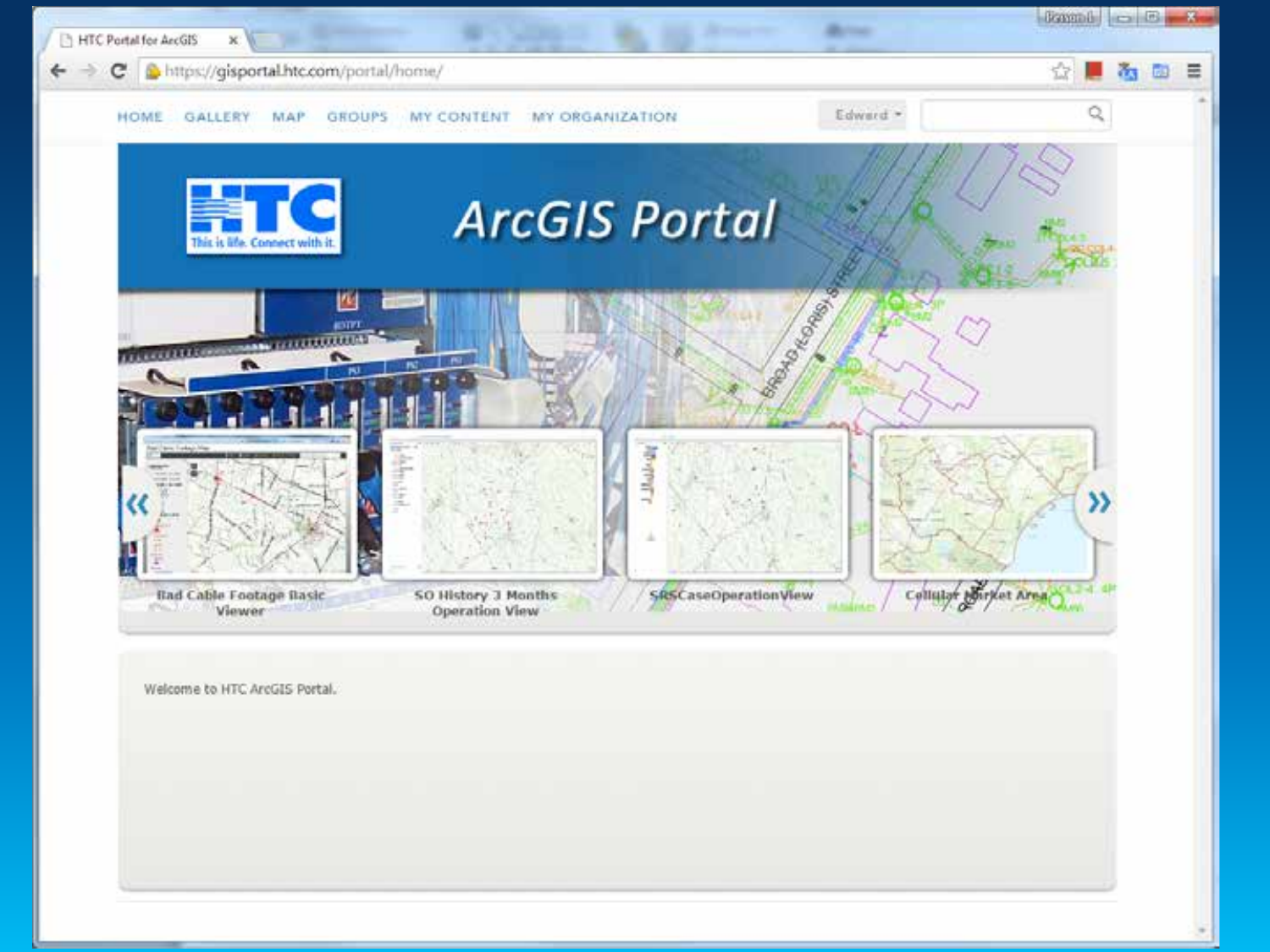HTC Portal for ArcGIS

https://gisportal.htc.com/portal/home/

HOME GALLERY MAP GROUPS MY CONTENT MY ORGANIZATION

Edward

ArcGIS Portal

HTC This is life. Connect with it.

Rad Cable Footage Basic Viewer

SO History 3 Months Operation View

SRSCaseOperationView

Cellular Market Area

Welcome to HTC ArcGIS Portal.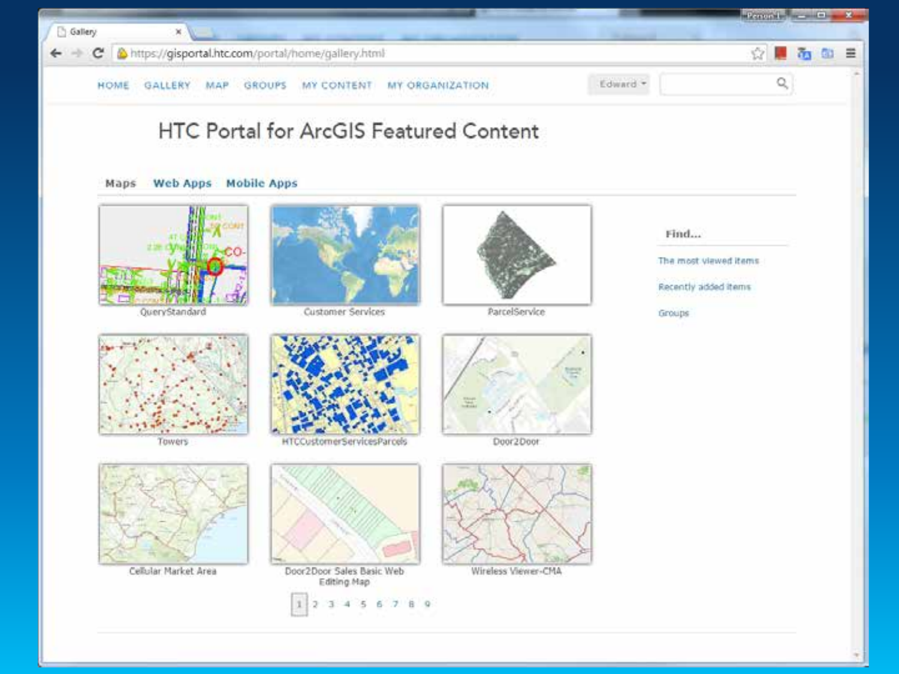HOME GALLERY MAP GROUPS MY CONTENT MY ORGANIZATION

# HTC Portal for ArcGIS Featured Content

Maps | Web Apps | Mobile Apps

- QueryStandard
- Customer Services
- ParcelService
- Towers
- HTCCustomerServicesParcels
- Door2Door
- Cellular Market Area
- Door2Door Sales Basic Web Editing Map
- Wireless Viewer-CMA

1 2 3 4 5 6 7 8 9

**Find...**

- The most viewed items
- Recently added items
- Groups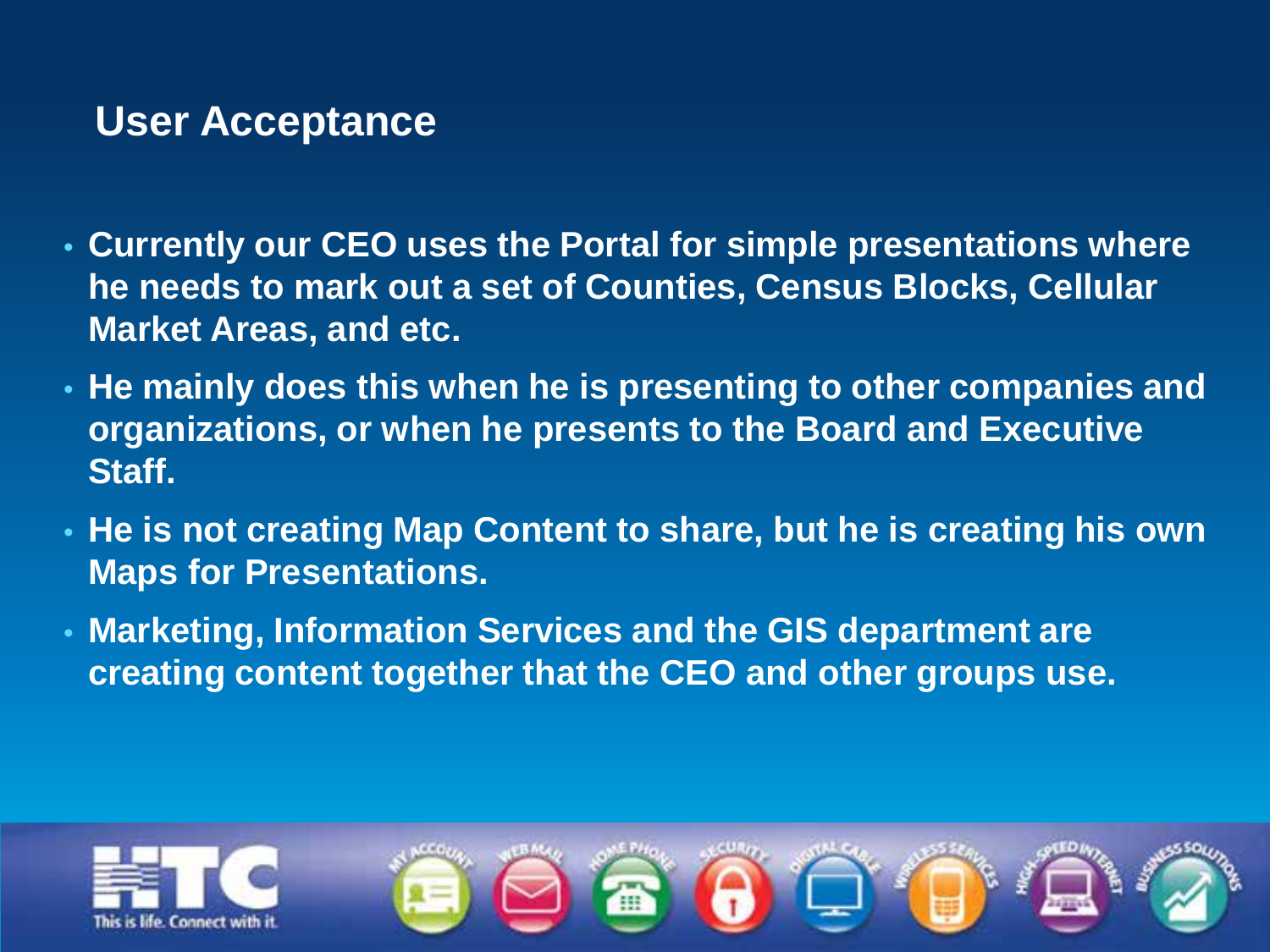## User Acceptance

- **Currently our CEO uses the Portal for simple presentations where he needs to mark out a set of Counties, Census Blocks, Cellular Market Areas, and etc.**
- **He mainly does this when he is presenting to other companies and organizations, or when he presents to the Board and Executive Staff.**
- **He is not creating Map Content to share, but he is creating his own Maps for Presentations.**
- **Marketing, Information Services and the GIS department are creating content together that the CEO and other groups use.**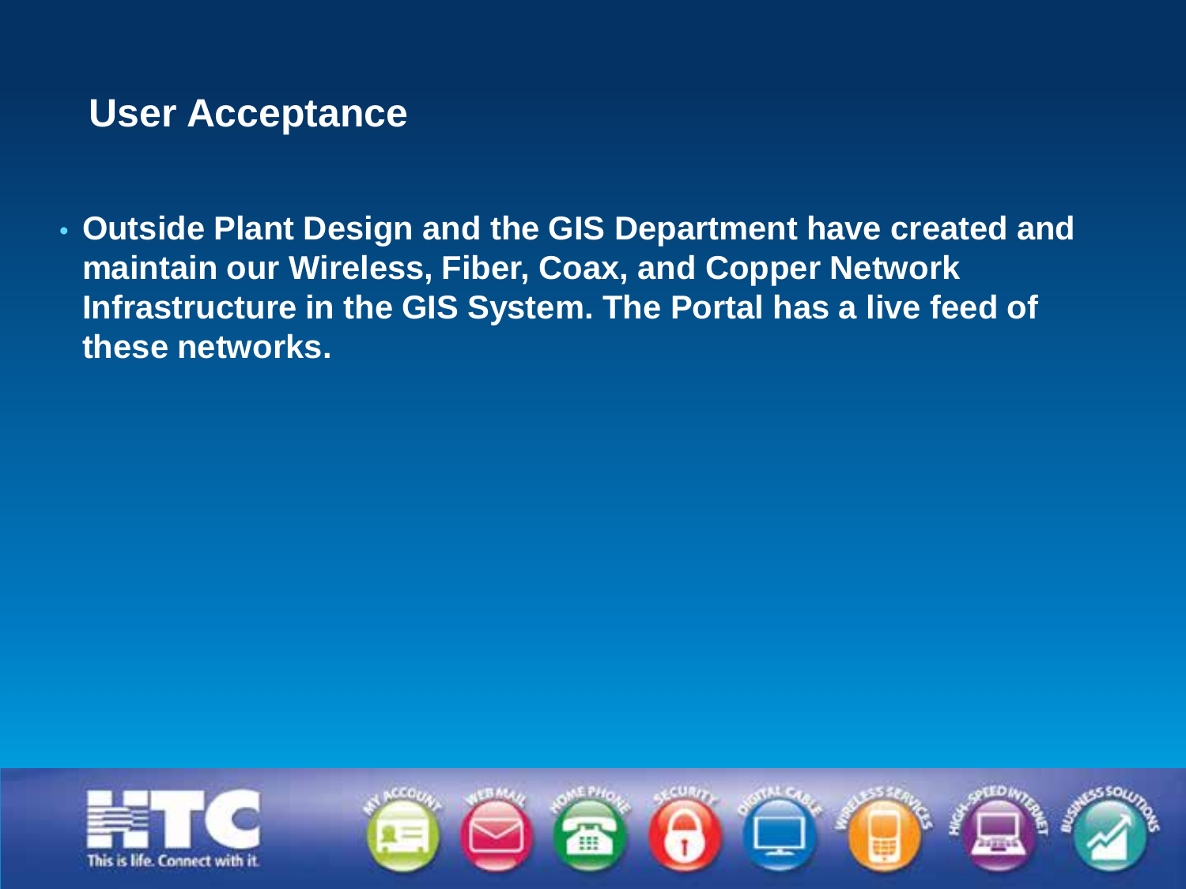## User Acceptance

- **Outside Plant Design and the GIS Department have created and maintain our Wireless, Fiber, Coax, and Copper Network Infrastructure in the GIS System. The Portal has a live feed of these networks.**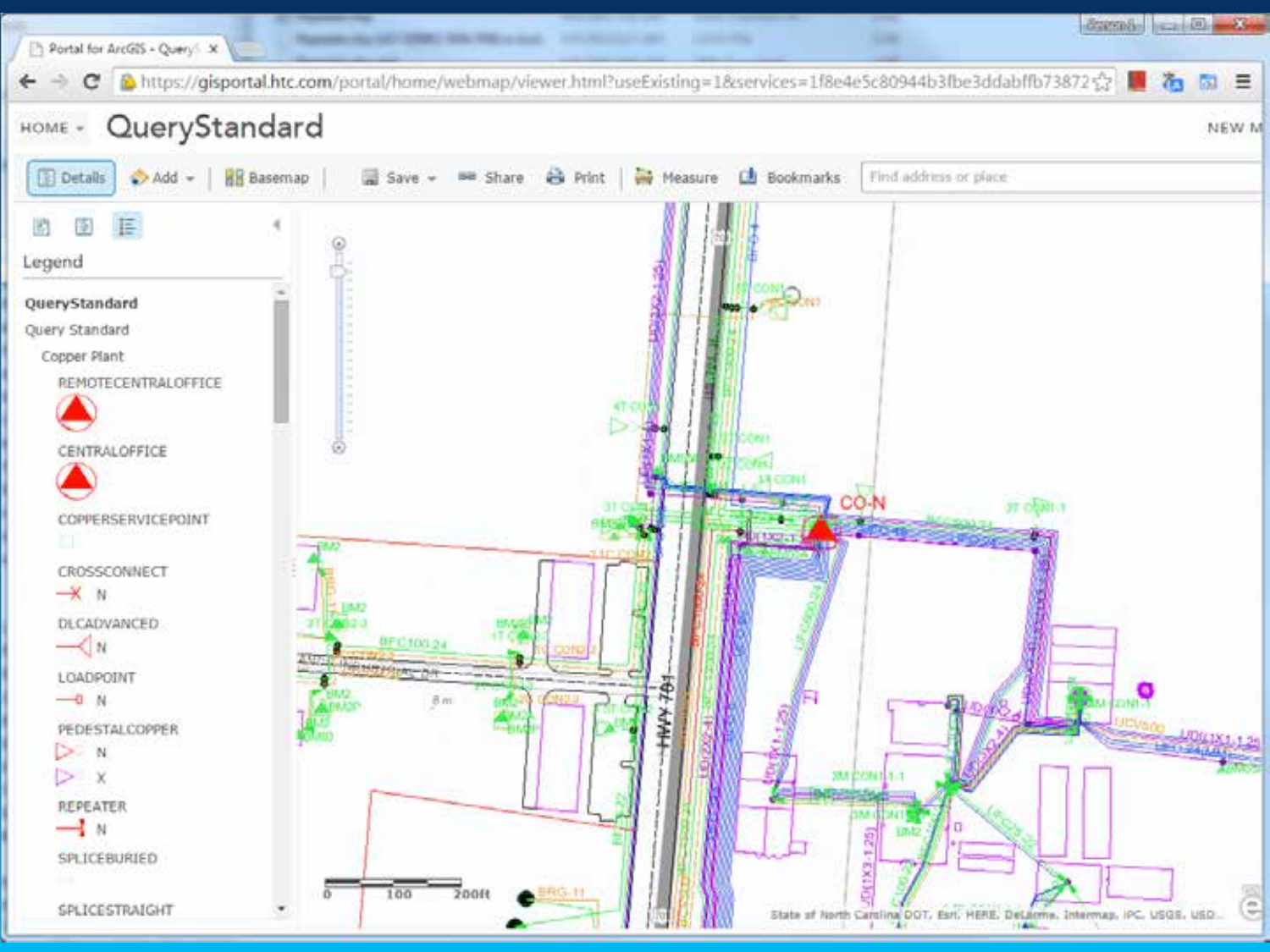# QueryStandard

HOME ▾

Details | Add ▾ | Basemap | Save ▾ | Share | Print | Measure | Bookmarks | Find address or place

## Legend

**QueryStandard**

Query Standard

Copper Plant

- REMOTECENTRALOFFICE
- CENTRALOFFICE
- COPPERSERVICEPOINT
- CROSSCONNECT
  - N
- DLCADVANCED
  - N
- LOADPOINT
  - N
- PEDESTALCOPPER
  - N
  - X
- REPEATER
  - N
- SPLICEBURIED
- SPLICESTRAIGHT

CO-N

HWY 701

0 100 200ft

State of North Carolina DOT, Esri, HERE, DeLorme, Intermap, IPC, USGS, USD...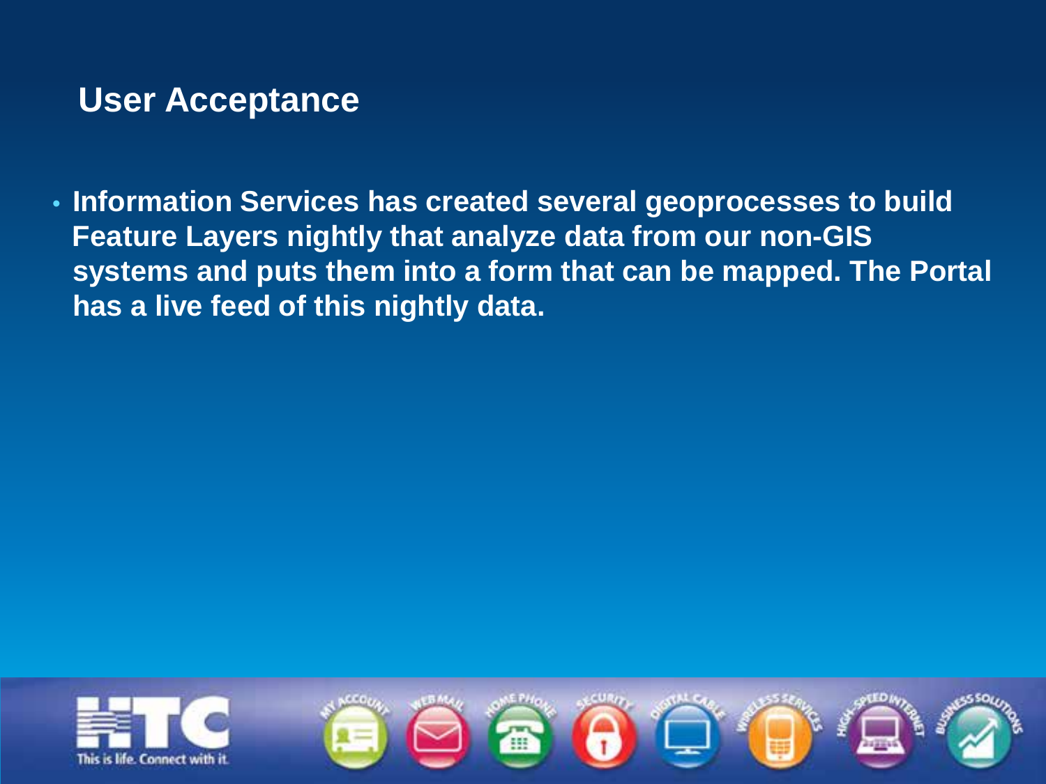## User Acceptance

- Information Services has created several geoprocesses to build Feature Layers nightly that analyze data from our non-GIS systems and puts them into a form that can be mapped. The Portal has a live feed of this nightly data.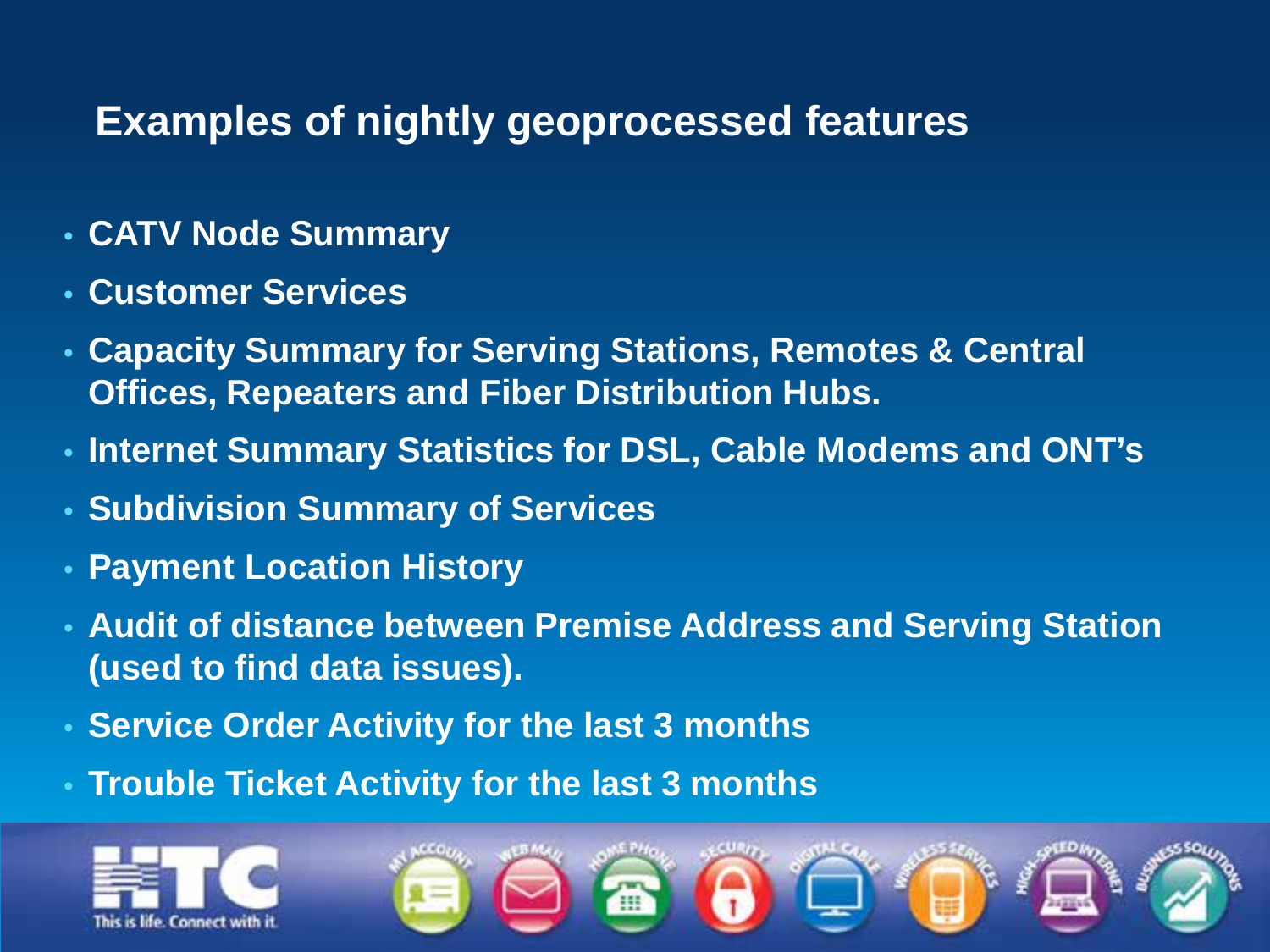# Examples of nightly geoprocessed features

- **CATV Node Summary**
- **Customer Services**
- **Capacity Summary for Serving Stations, Remotes & Central Offices, Repeaters and Fiber Distribution Hubs.**
- **Internet Summary Statistics for DSL, Cable Modems and ONT's**
- **Subdivision Summary of Services**
- **Payment Location History**
- **Audit of distance between Premise Address and Serving Station (used to find data issues).**
- **Service Order Activity for the last 3 months**
- **Trouble Ticket Activity for the last 3 months**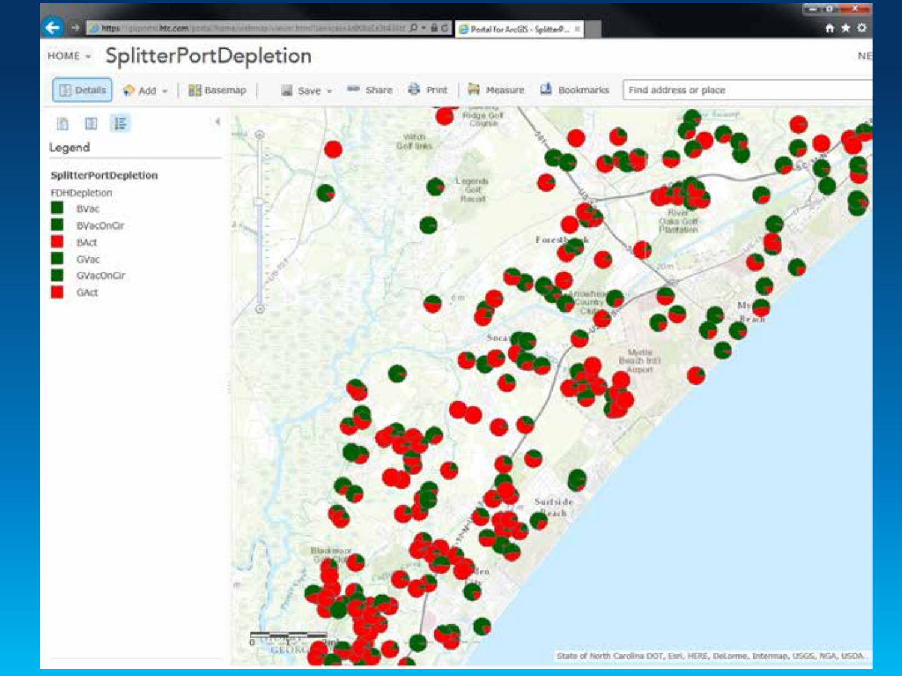# SplitterPortDepletion

HOME ▾

Details | Add ▾ | Basemap | Save ▾ | Share | Print | Measure | Bookmarks | Find address or place

## Legend

**SplitterPortDepletion**

FDHDepletion

- BVac
- BVacOnCir
- BAct
- GVac
- GVacOnCir
- GAct

State of North Carolina DOT, Esri, HERE, DeLorme, Intermap, USGS, NGA, USDA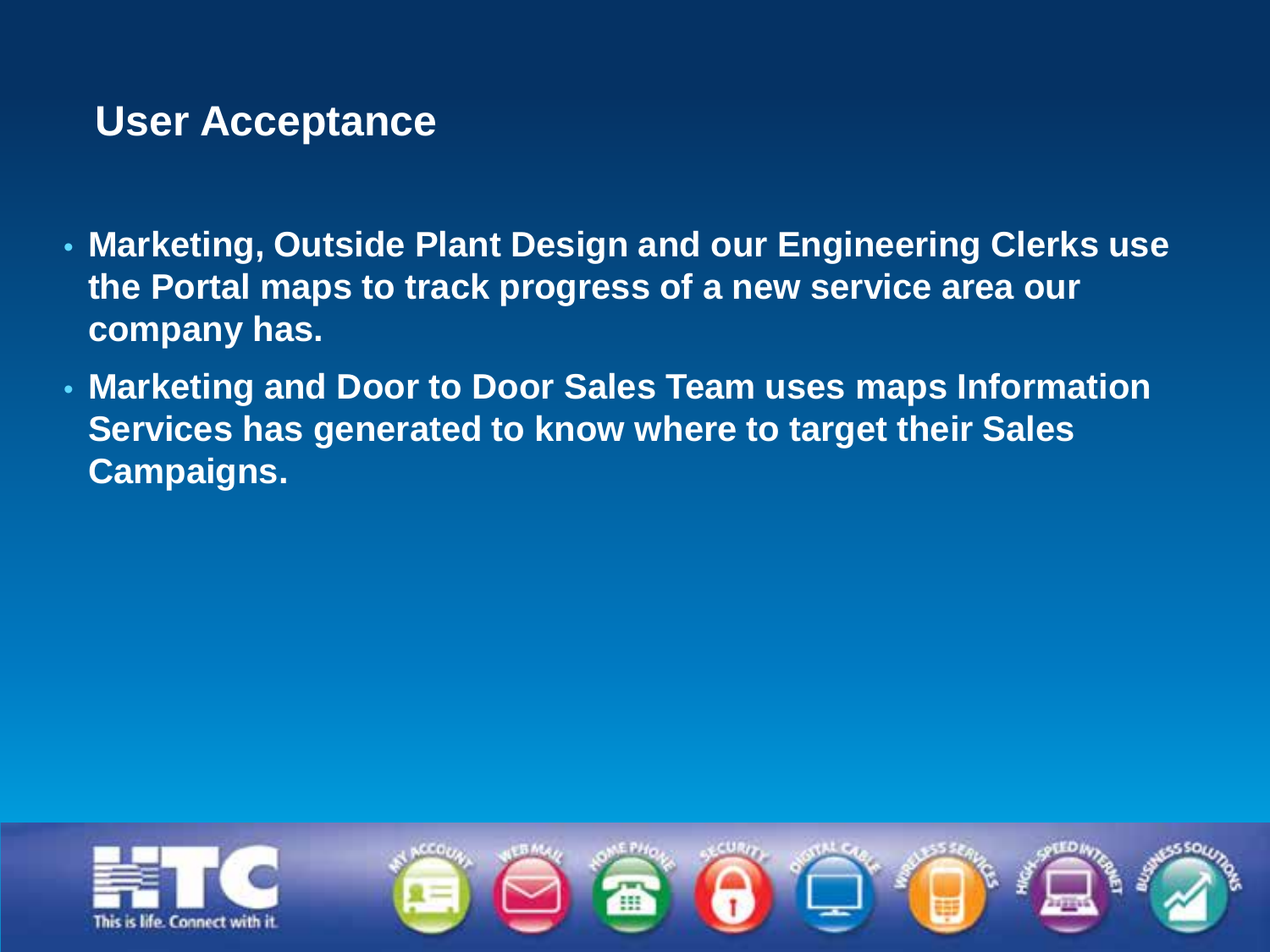## User Acceptance

- Marketing, Outside Plant Design and our Engineering Clerks use the Portal maps to track progress of a new service area our company has.
- Marketing and Door to Door Sales Team uses maps Information Services has generated to know where to target their Sales Campaigns.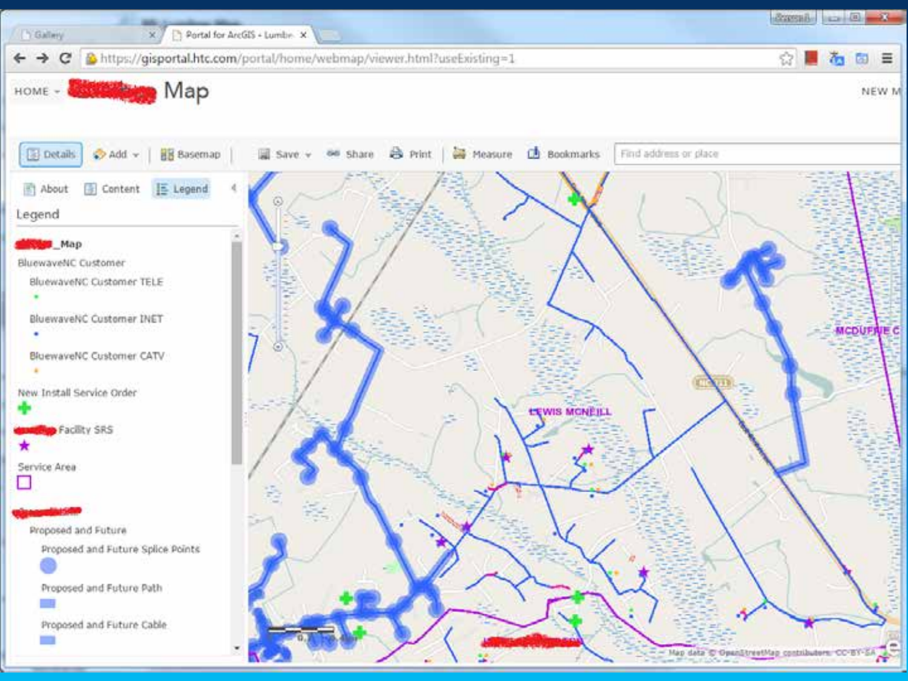HOME ▾ Map

Details | Add ▾ | Basemap | Save ▾ | Share | Print | Measure | Bookmarks | Find address or place

About | Content | Legend

## Legend

**_Map**

BluewaveNC Customer

- BluewaveNC Customer TELE
- BluewaveNC Customer INET
- BluewaveNC Customer CATV

New Install Service Order

Facility SRS

Service Area

Proposed and Future

- Proposed and Future Splice Points
- Proposed and Future Path
- Proposed and Future Cable

LEWIS MCNEILL

MCDUFFIE C

Map data © OpenStreetMap contributors, CC-BY-SA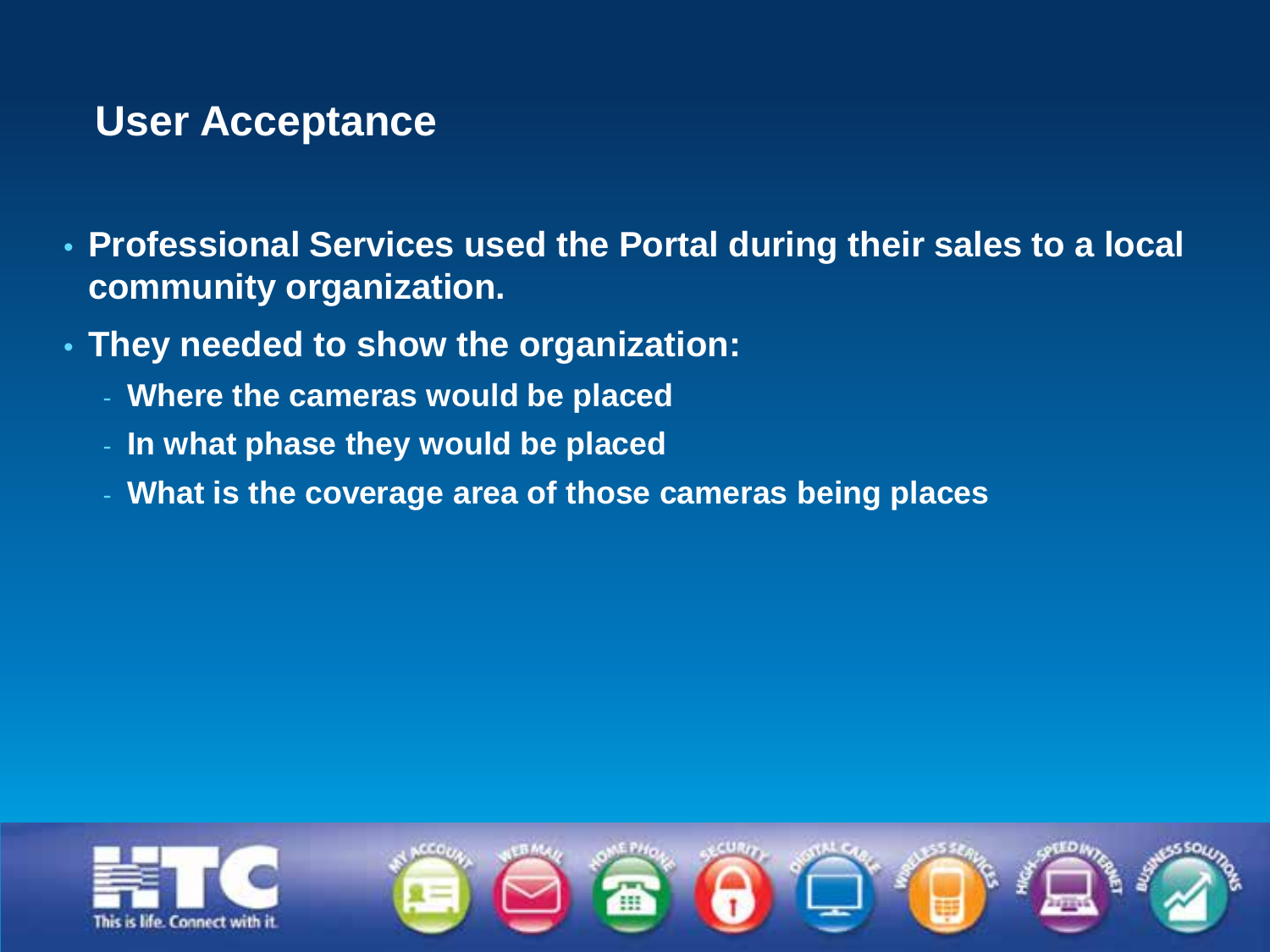## User Acceptance

- **Professional Services used the Portal during their sales to a local community organization.**
- **They needed to show the organization:**
  - **Where the cameras would be placed**
  - **In what phase they would be placed**
  - **What is the coverage area of those cameras being places**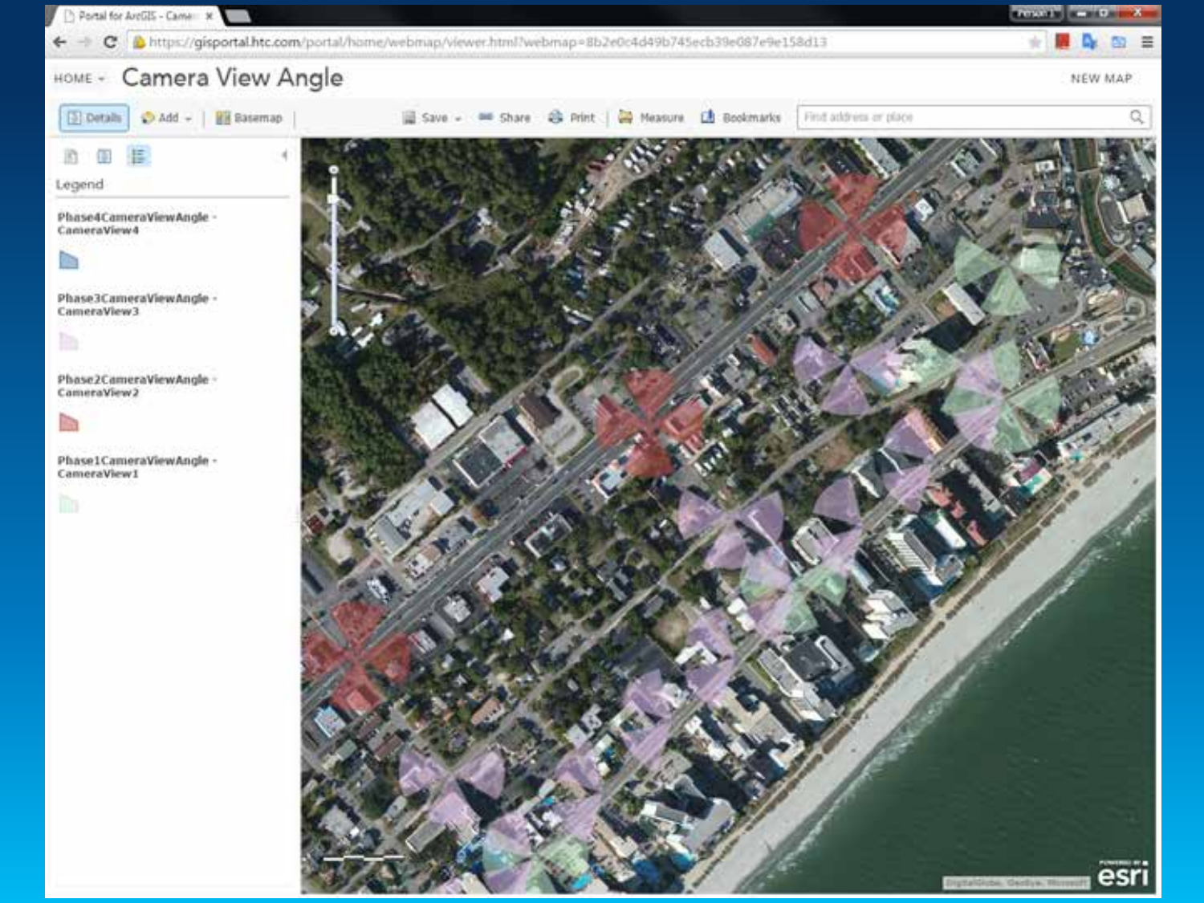# Camera View Angle

Legend

Phase4CameraViewAngle - CameraView4

Phase3CameraViewAngle - CameraView3

Phase2CameraViewAngle - CameraView2

Phase1CameraViewAngle - CameraView1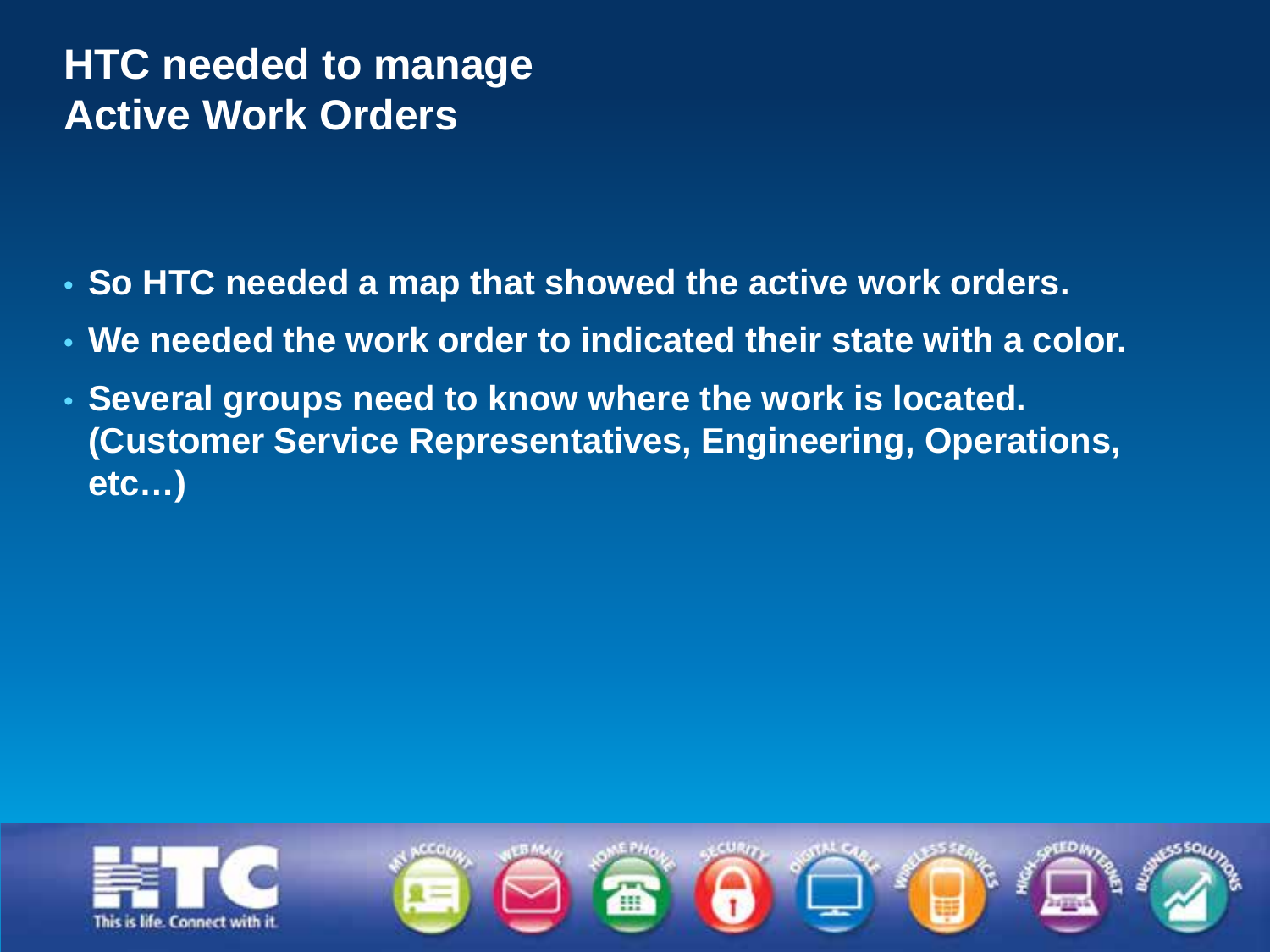# HTC needed to manage Active Work Orders

- So HTC needed a map that showed the active work orders.
- We needed the work order to indicated their state with a color.
- Several groups need to know where the work is located. (Customer Service Representatives, Engineering, Operations, etc…)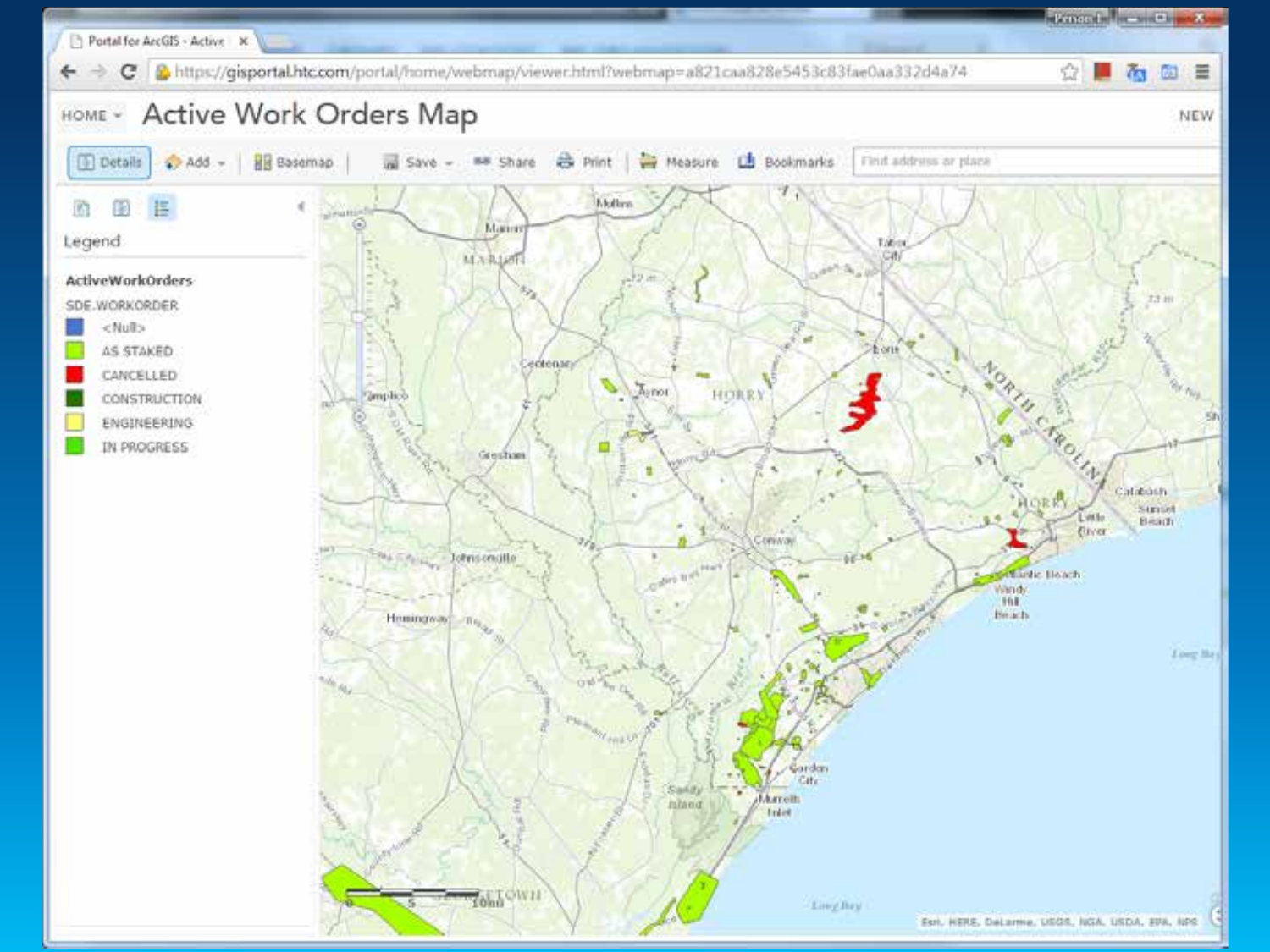# Active Work Orders Map

**Legend**

**ActiveWorkOrders**

SDE.WORKORDER

- <Null>
- AS STAKED
- CANCELLED
- CONSTRUCTION
- ENGINEERING
- IN PROGRESS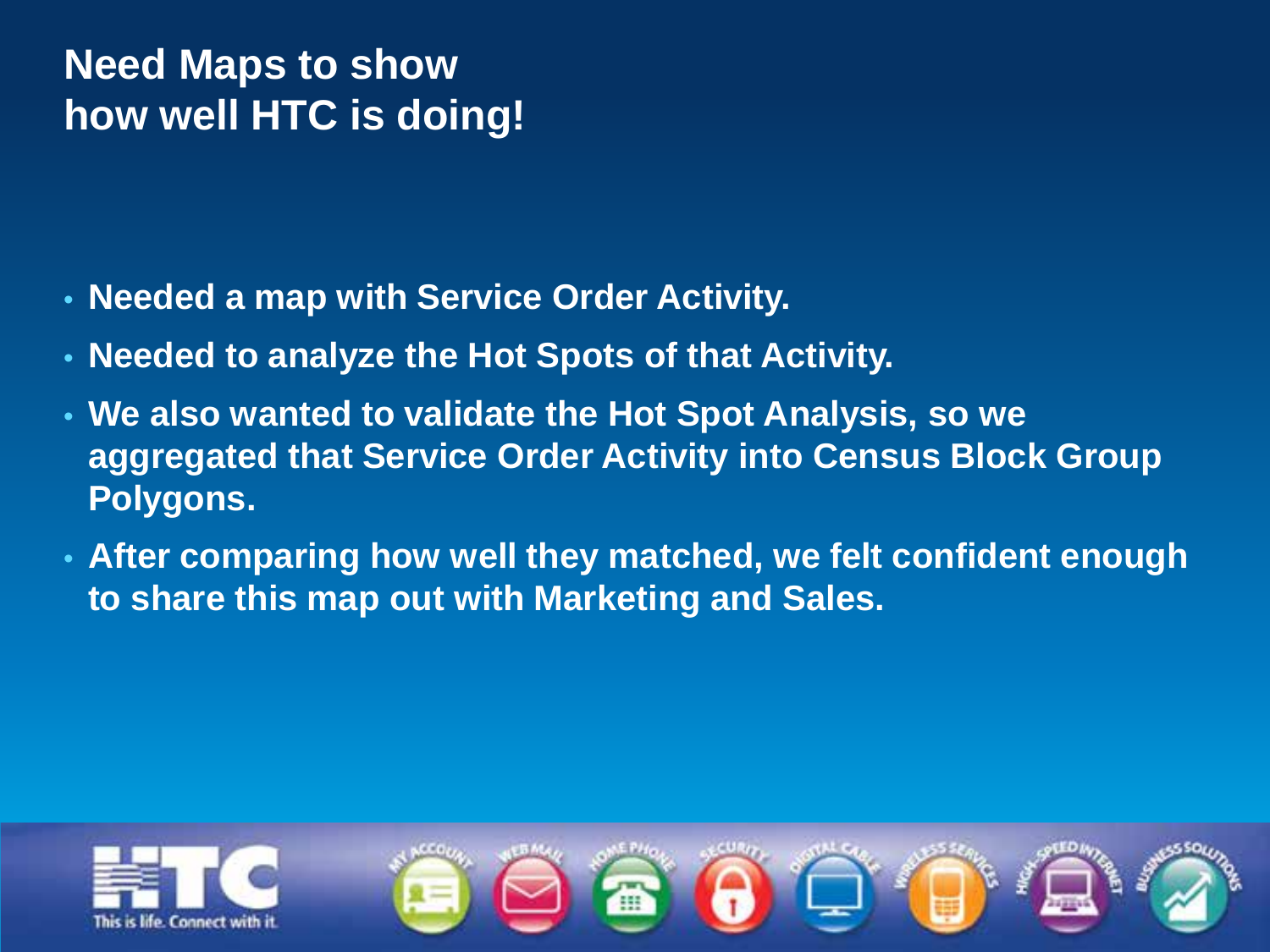# Need Maps to show how well HTC is doing!

- **Needed a map with Service Order Activity.**
- **Needed to analyze the Hot Spots of that Activity.**
- **We also wanted to validate the Hot Spot Analysis, so we aggregated that Service Order Activity into Census Block Group Polygons.**
- **After comparing how well they matched, we felt confident enough to share this map out with Marketing and Sales.**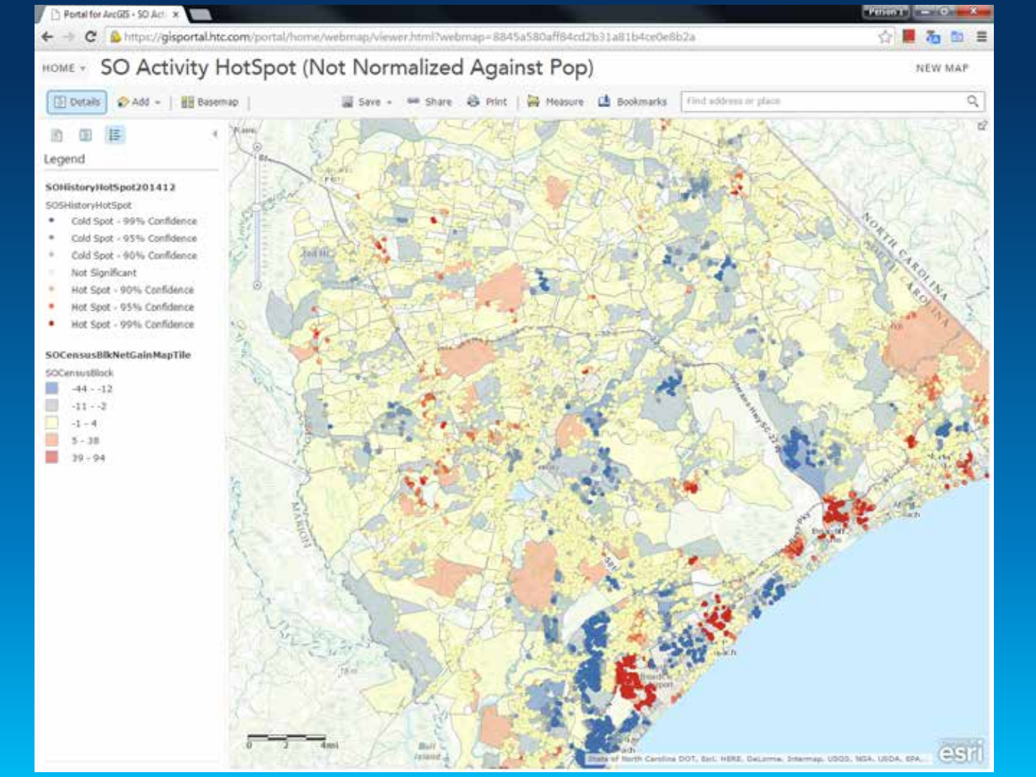# SO Activity HotSpot (Not Normalized Against Pop)

Legend

**SOHistoryHotSpot201412**

SOSHistoryHotSpot

- Cold Spot - 99% Confidence
- Cold Spot - 95% Confidence
- Cold Spot - 90% Confidence
- Not Significant
- Hot Spot - 90% Confidence
- Hot Spot - 95% Confidence
- Hot Spot - 99% Confidence

**SOCensusBlkNetGainMapTile**

SOCensusBlock

- -44 - -12
- -11 - -2
- -1 - 4
- 5 - 38
- 39 - 94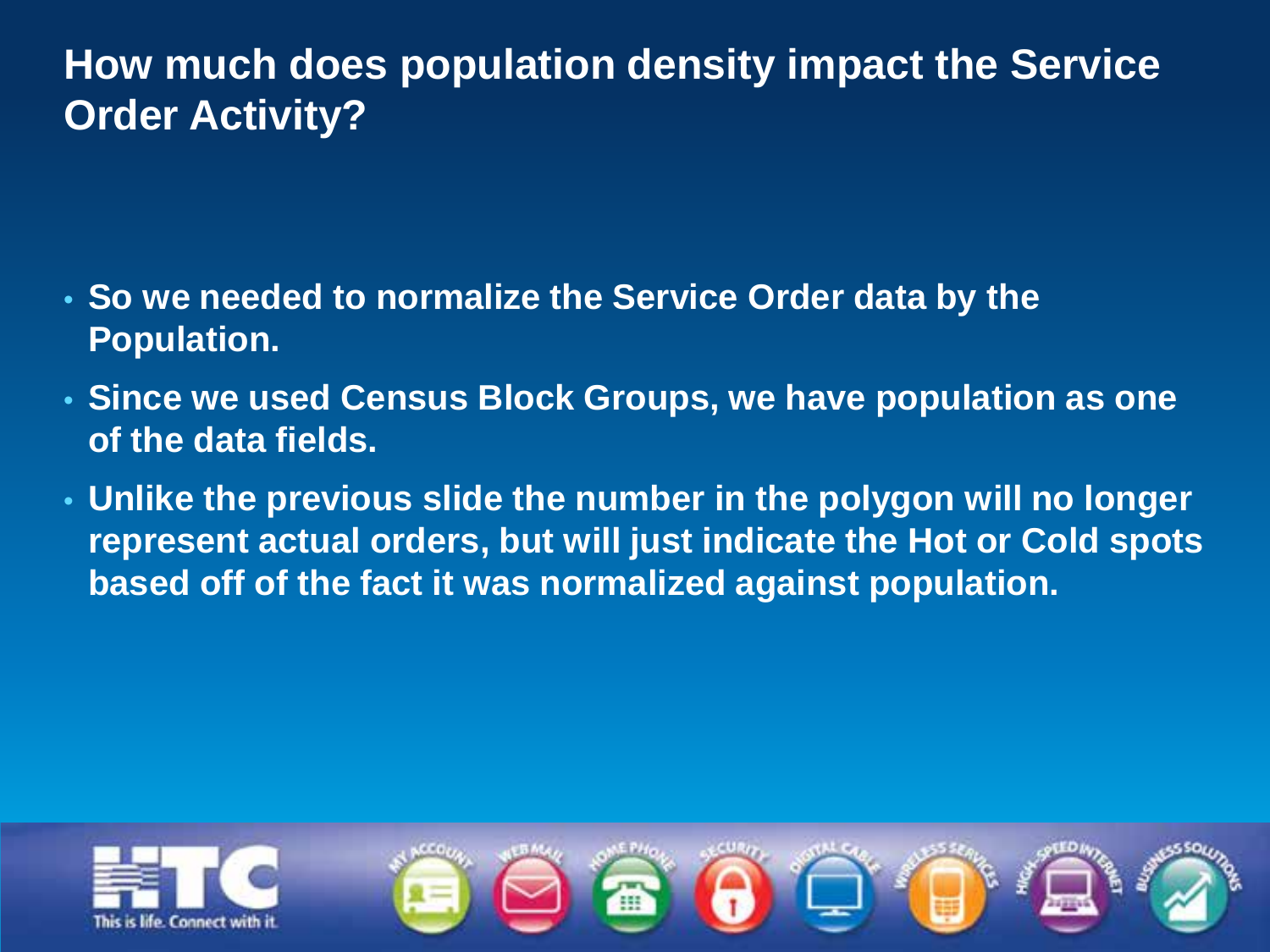# How much does population density impact the Service Order Activity?

- **So we needed to normalize the Service Order data by the Population.**
- **Since we used Census Block Groups, we have population as one of the data fields.**
- **Unlike the previous slide the number in the polygon will no longer represent actual orders, but will just indicate the Hot or Cold spots based off of the fact it was normalized against population.**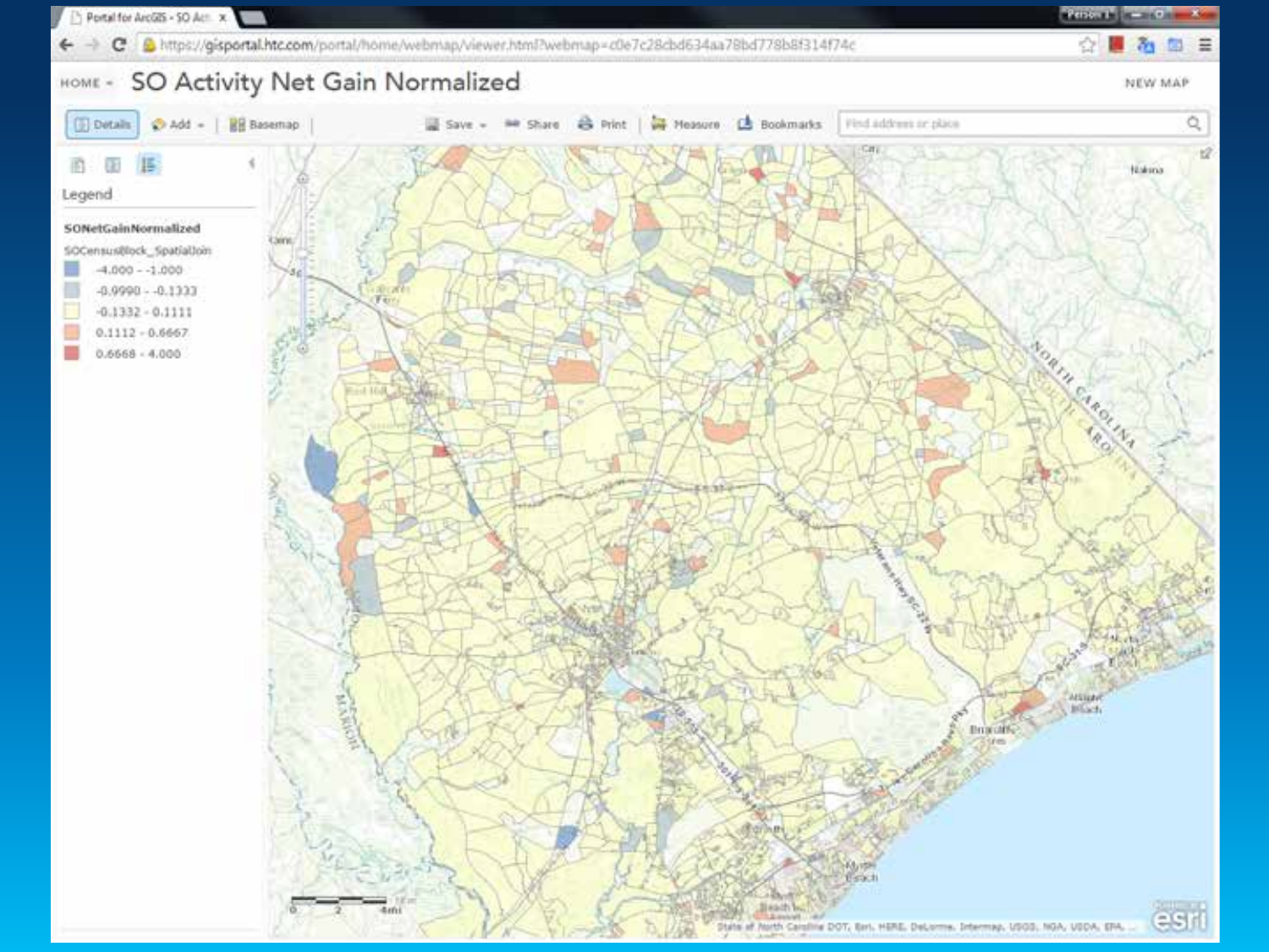# SO Activity Net Gain Normalized

**Legend**

**SONetGainNormalized**

SOCensusBlock_SpatialJoin

- -4.000 - -1.000
- -0.9990 - -0.1333
- -0.1332 - 0.1111
- 0.1112 - 0.6667
- 0.6668 - 4.000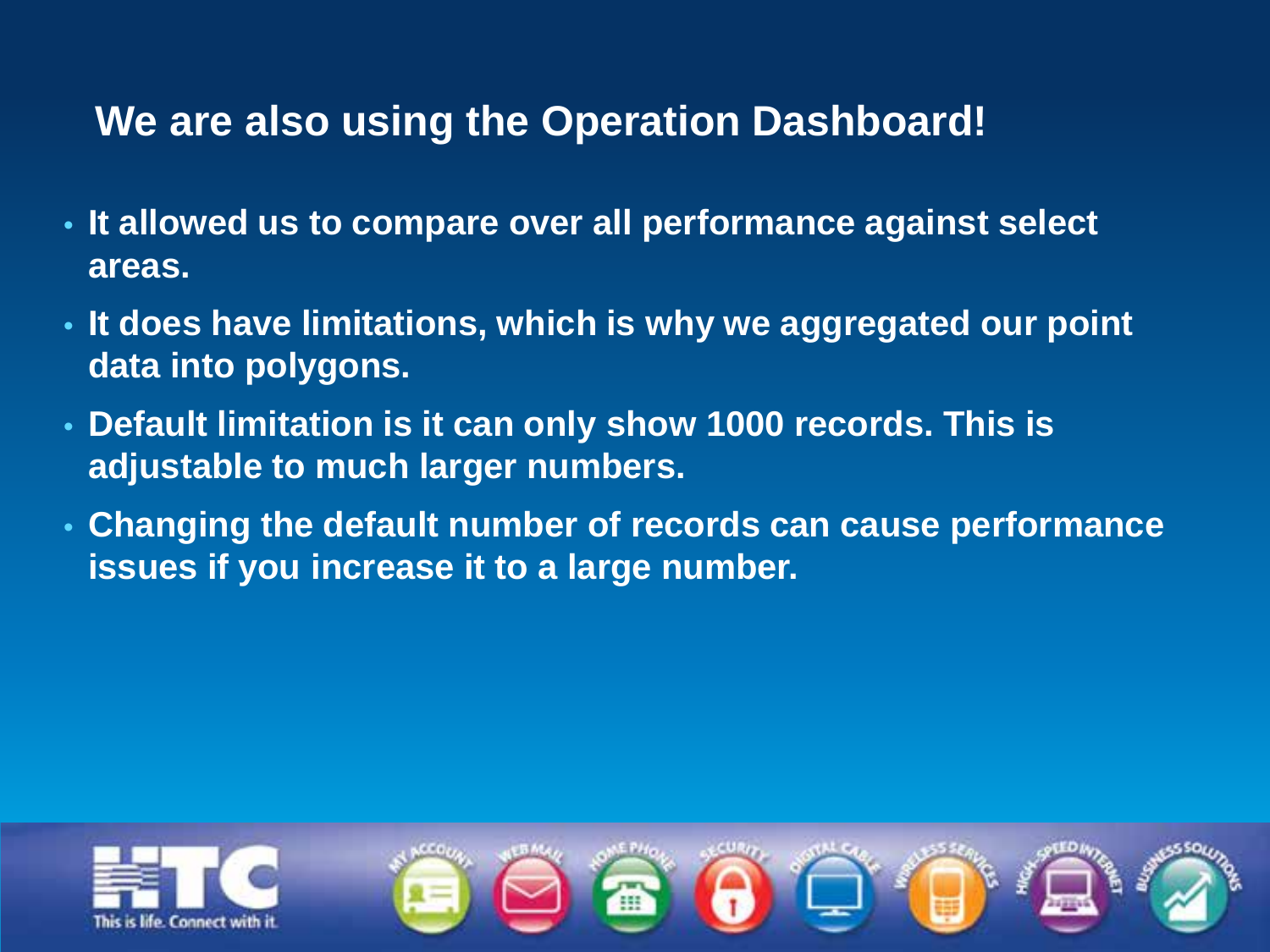## We are also using the Operation Dashboard!

- It allowed us to compare over all performance against select areas.
- It does have limitations, which is why we aggregated our point data into polygons.
- Default limitation is it can only show 1000 records. This is adjustable to much larger numbers.
- Changing the default number of records can cause performance issues if you increase it to a large number.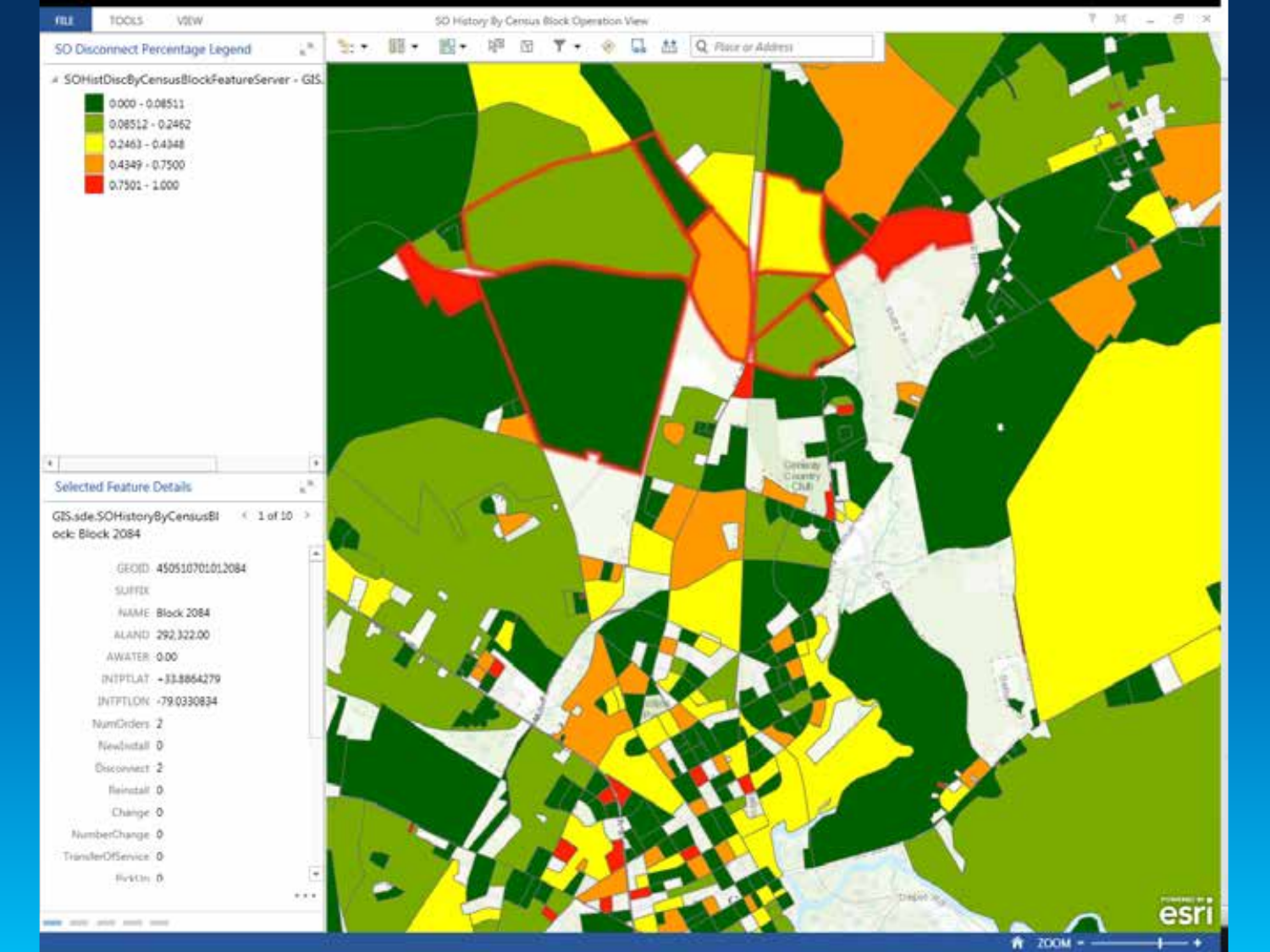FILE TOOLS VIEW

SO History By Census Block Operation View

## SO Disconnect Percentage Legend

SOHistDiscByCensusBlockFeatureServer - GIS.

- 0.000 - 0.08511
- 0.08512 - 0.2462
- 0.2463 - 0.4348
- 0.4349 - 0.7500
- 0.7501 - 1.000

## Selected Feature Details

GIS.sde.SOHistoryByCensusBlock: Block 2084 — 1 of 10

| Field | Value |
|---|---|
| GEOID | 450510701012084 |
| SUFFIX | |
| NAME | Block 2084 |
| ALAND | 292,322.00 |
| AWATER | 0.00 |
| INTPTLAT | +33.8864279 |
| INTPTLON | -79.0330834 |
| NumOrders | 2 |
| NewInstall | 0 |
| Disconnect | 2 |
| Reinstall | 0 |
| Change | 0 |
| NumberChange | 0 |
| TransferOfService | 0 |
| PickUp | 0 |

ZOOM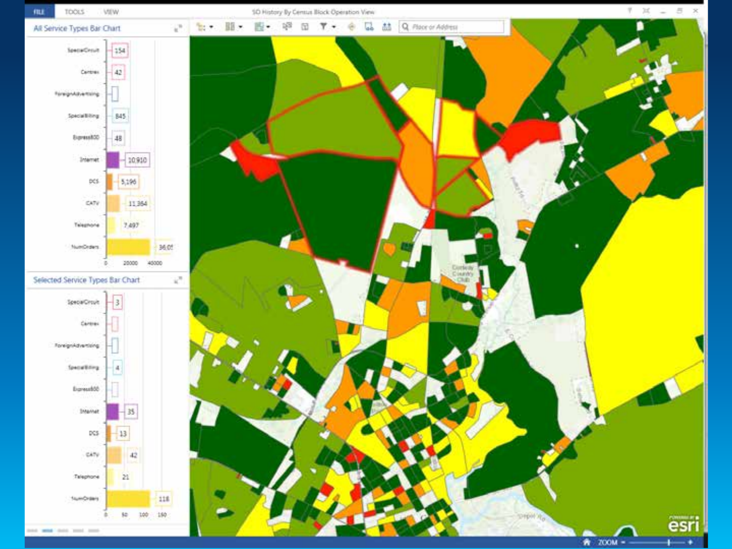FILE TOOLS VIEW

SO History By Census Block Operation View

## All Service Types Bar Chart

| Service Type | Count |
| --- | --- |
| SpecialCircuit | 154 |
| Centrex | 42 |
| ForeignAdvertising | |
| SpecialBilling | 845 |
| Express800 | 48 |
| Internet | 10,910 |
| DCS | 5,196 |
| CATV | 11,364 |
| Telephone | 7,497 |
| NumOrders | 36,05 |

## Selected Service Types Bar Chart

| Service Type | Count |
| --- | --- |
| SpecialCircuit | 3 |
| Centrex | |
| ForeignAdvertising | |
| SpecialBilling | 4 |
| Express800 | |
| Internet | 35 |
| DCS | 13 |
| CATV | 42 |
| Telephone | 21 |
| NumOrders | 118 |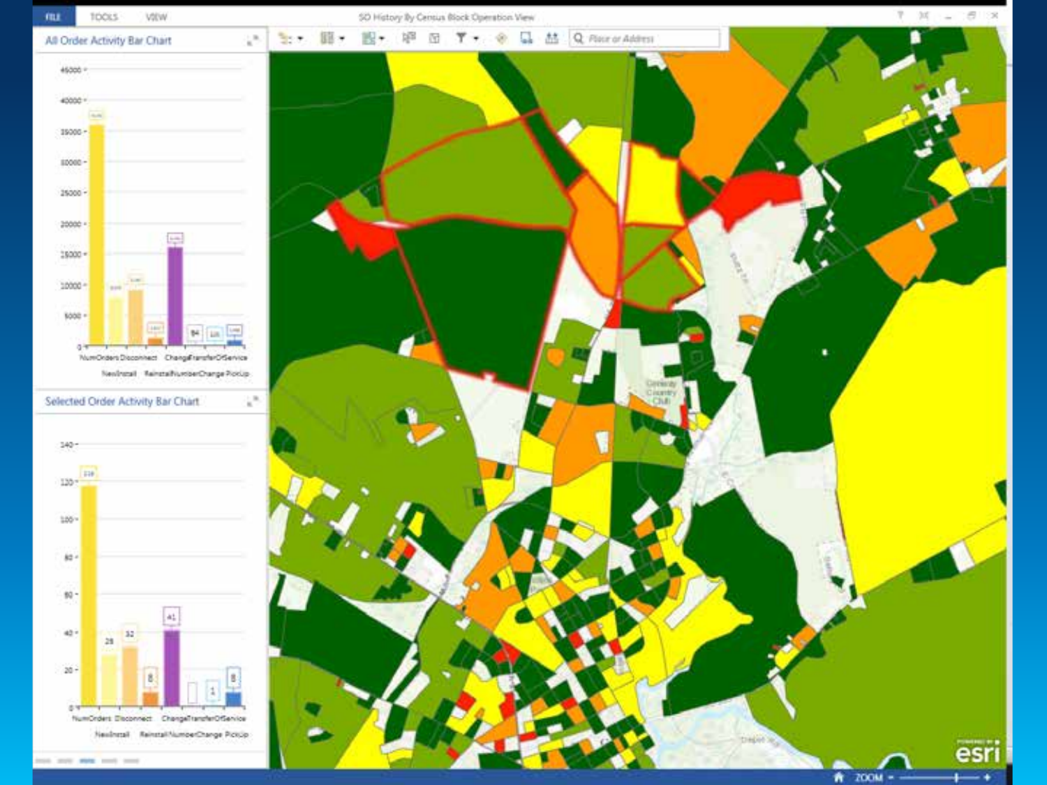FILE TOOLS VIEW

SO History By Census Block Operation View

## All Order Activity Bar Chart

NumOrders, NewInstall, Disconnect, ReinstallNumberChange, ChangeTransferOfService, PickUp

## Selected Order Activity Bar Chart

| Category | Value |
|---|---|
| NumOrders | 118 |
| NewInstall | 28 |
| Disconnect | 32 |
| Reinstall | 8 |
| NumberChange | 41 |
| ChangeTransferOfService | 1 |
| PickUp | 8 |

esri

ZOOM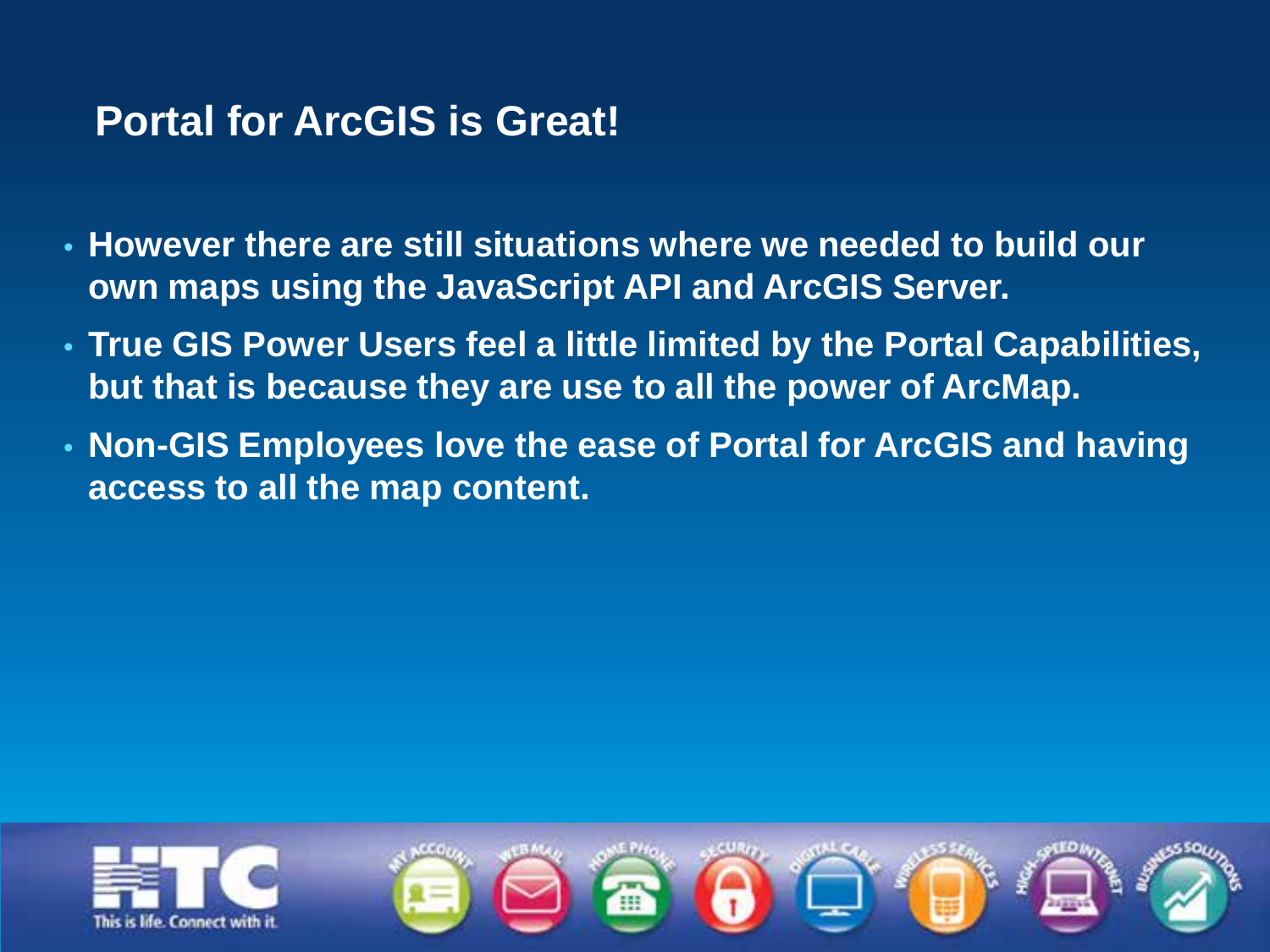# Portal for ArcGIS is Great!

- However there are still situations where we needed to build our own maps using the JavaScript API and ArcGIS Server.
- True GIS Power Users feel a little limited by the Portal Capabilities, but that is because they are use to all the power of ArcMap.
- Non-GIS Employees love the ease of Portal for ArcGIS and having access to all the map content.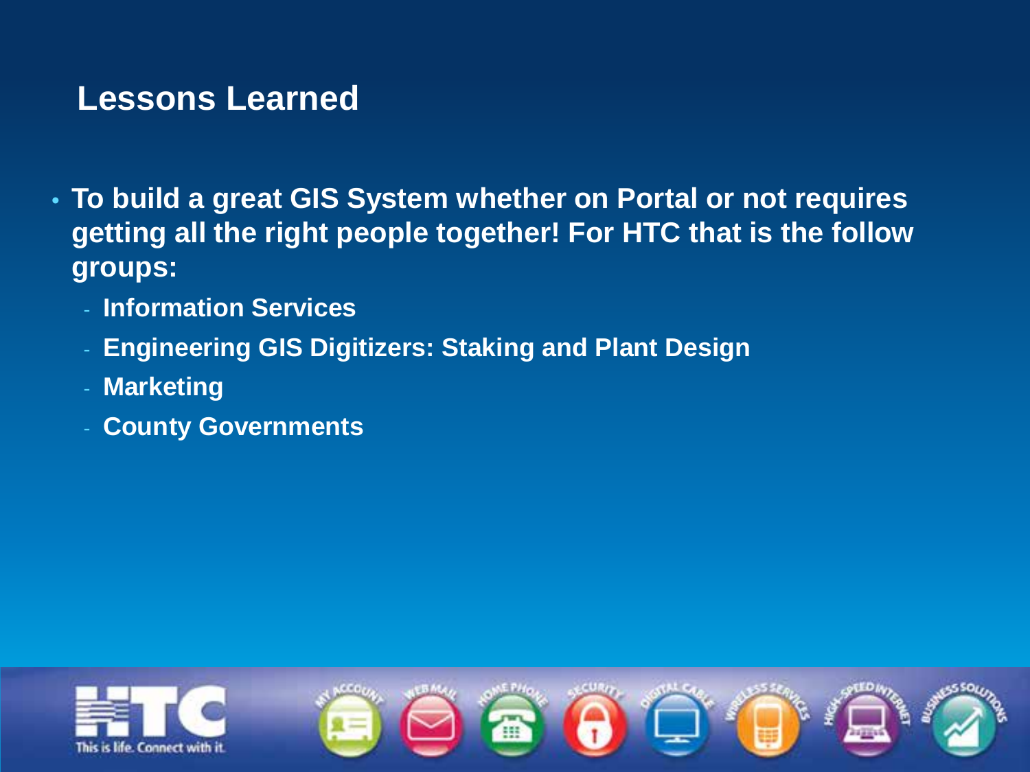# Lessons Learned

- To build a great GIS System whether on Portal or not requires getting all the right people together! For HTC that is the follow groups:
  - Information Services
  - Engineering GIS Digitizers: Staking and Plant Design
  - Marketing
  - County Governments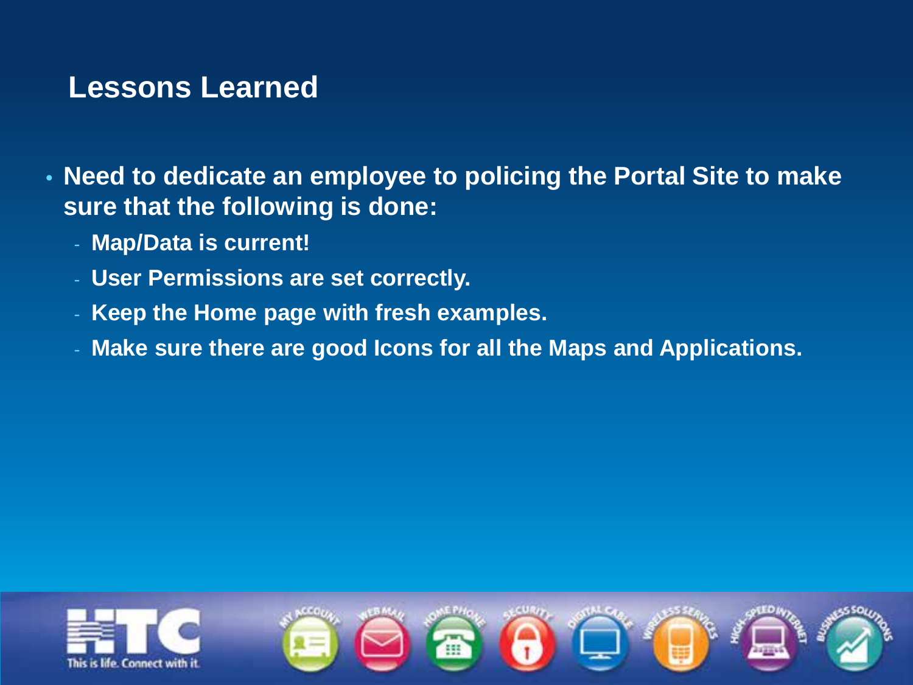## Lessons Learned

- Need to dedicate an employee to policing the Portal Site to make sure that the following is done:
  - Map/Data is current!
  - User Permissions are set correctly.
  - Keep the Home page with fresh examples.
  - Make sure there are good Icons for all the Maps and Applications.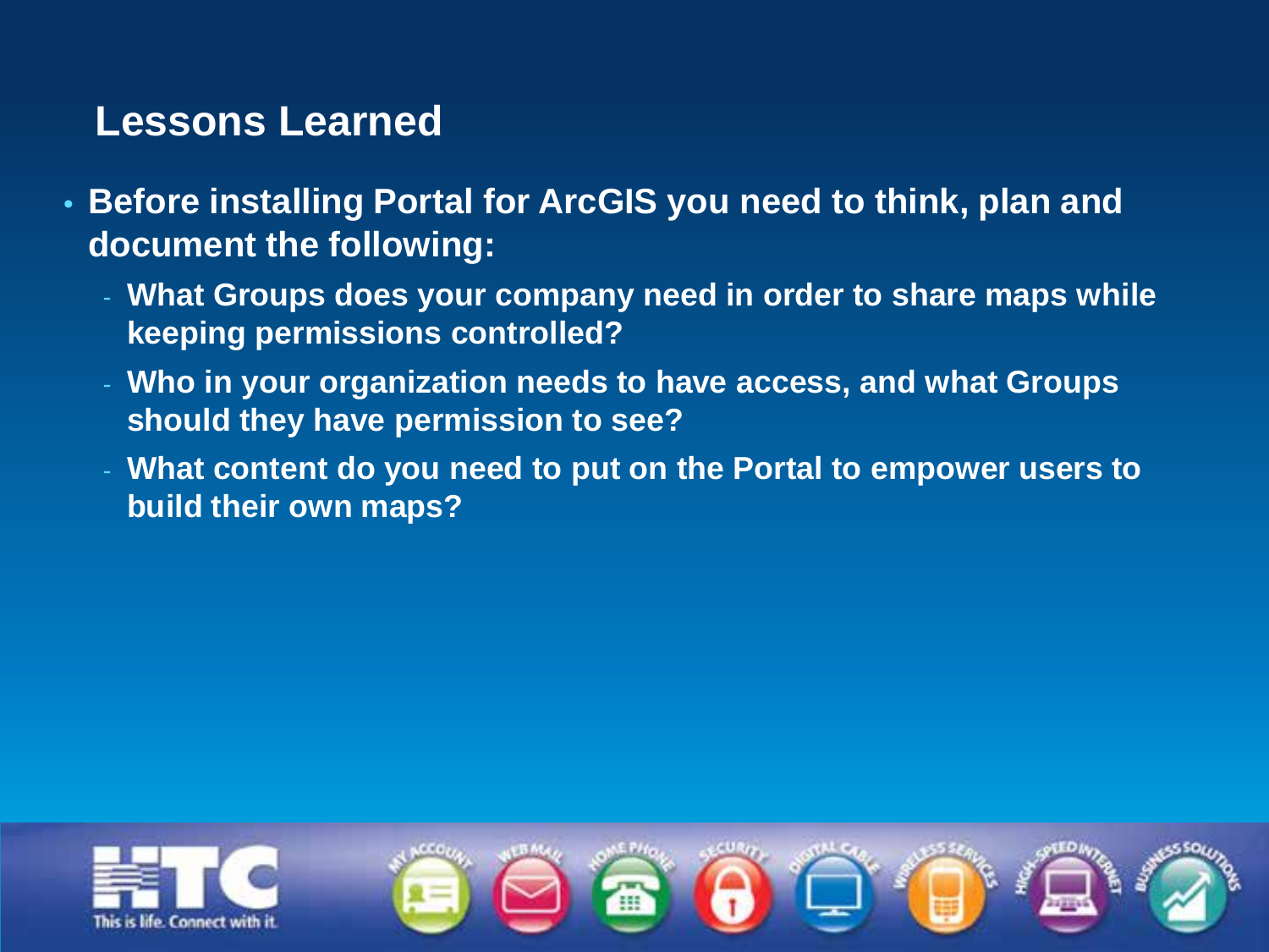## Lessons Learned

- **Before installing Portal for ArcGIS you need to think, plan and document the following:**
  - **What Groups does your company need in order to share maps while keeping permissions controlled?**
  - **Who in your organization needs to have access, and what Groups should they have permission to see?**
  - **What content do you need to put on the Portal to empower users to build their own maps?**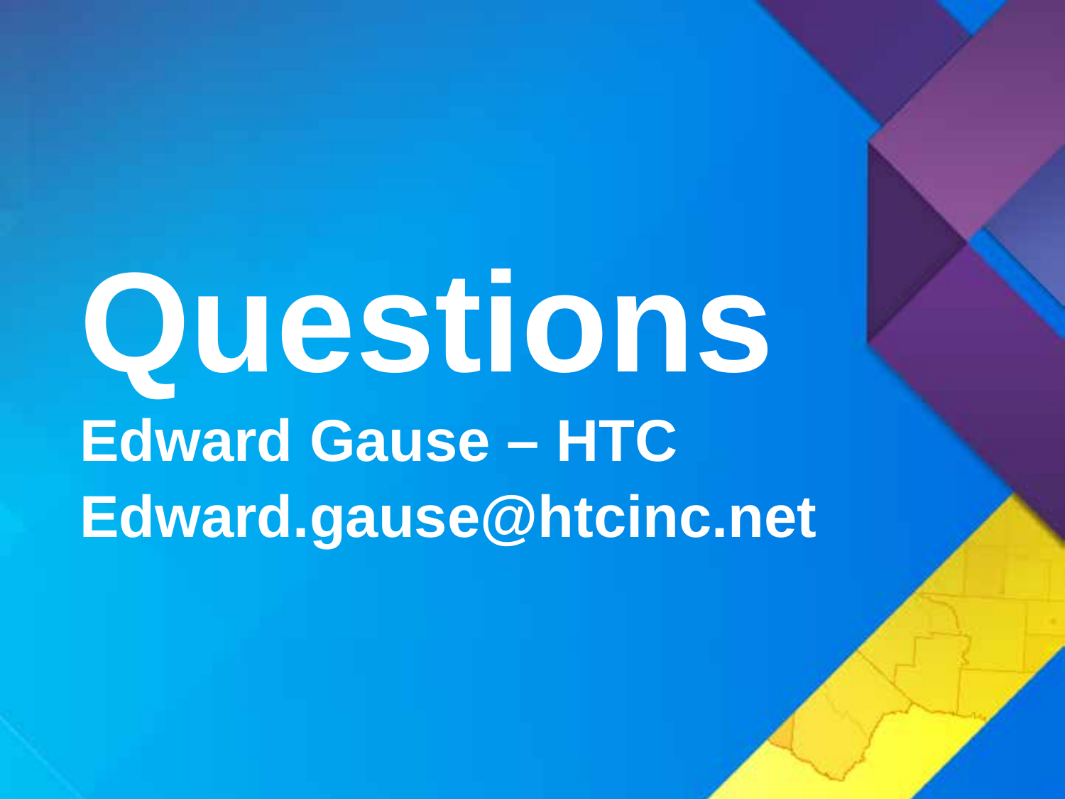# Questions

**Edward Gause – HTC**

**Edward.gause@htcinc.net**